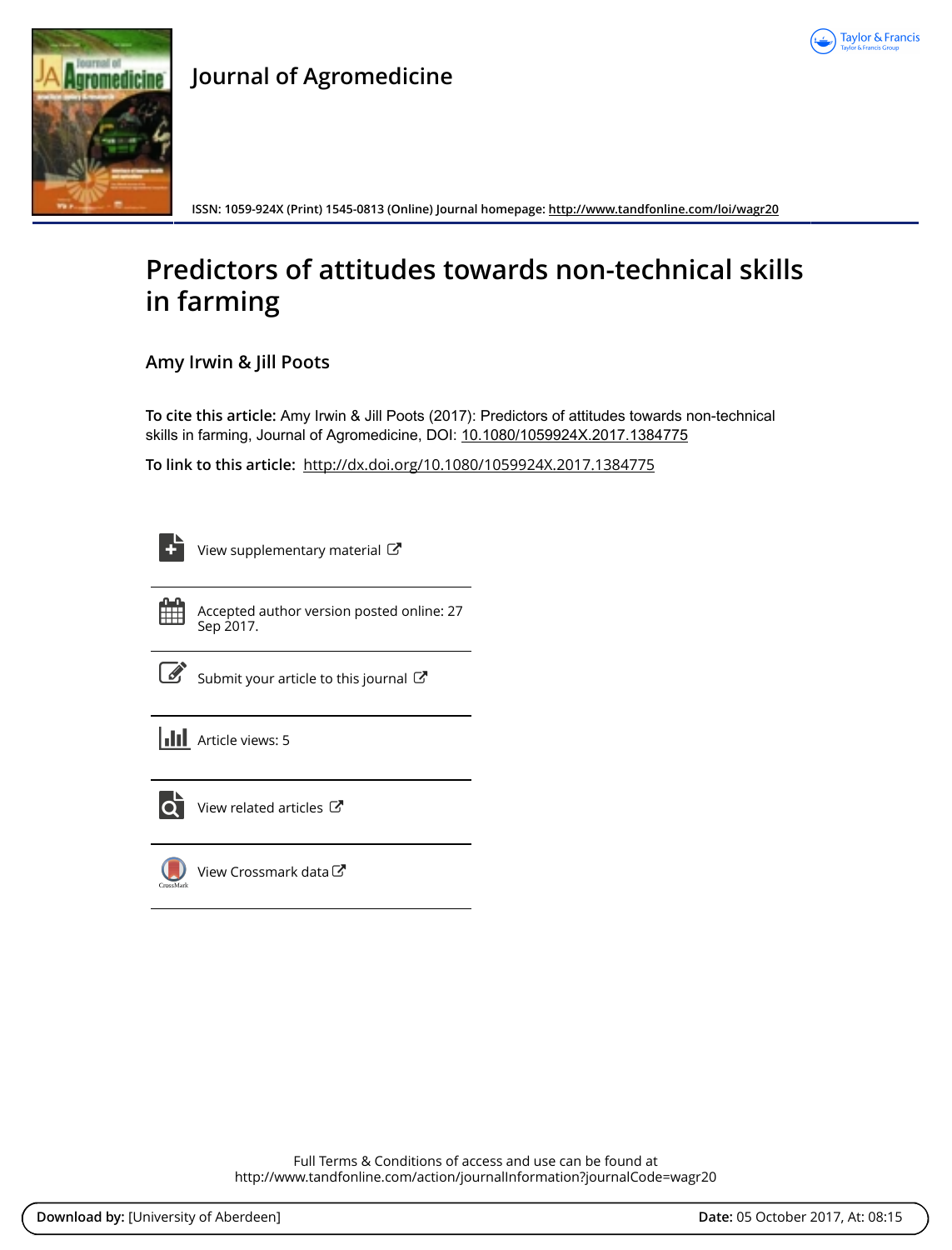# Journal of Agromedicine

ISSN: 1059-924X (Print) 1545-0813 (Online) Journal homepage: http://www.tandfonline.com/loi/wagr20

# Predictors of attitudes towards non-technical skills in farming

## Amy Irwin & Jill Poots

**To cite this article:** Amy Irwin & Jill Poots (2017): Predictors of attitudes towards non-technical skills in farming, Journal of Agromedicine, DOI: 10.1080/1059924X.2017.1384775

**To link to this article:** http://dx.doi.org/10.1080/1059924X.2017.1384775

View supplementary material

Accepted author version posted online: 27 Sep 2017.

Submit your article to this journal

Article views: 5

View related articles

View Crossmark data

Full Terms & Conditions of access and use can be found at http://www.tandfonline.com/action/journalInformation?journalCode=wagr20

**Download by:** [University of Aberdeen] **Date:** 05 October 2017, At: 08:15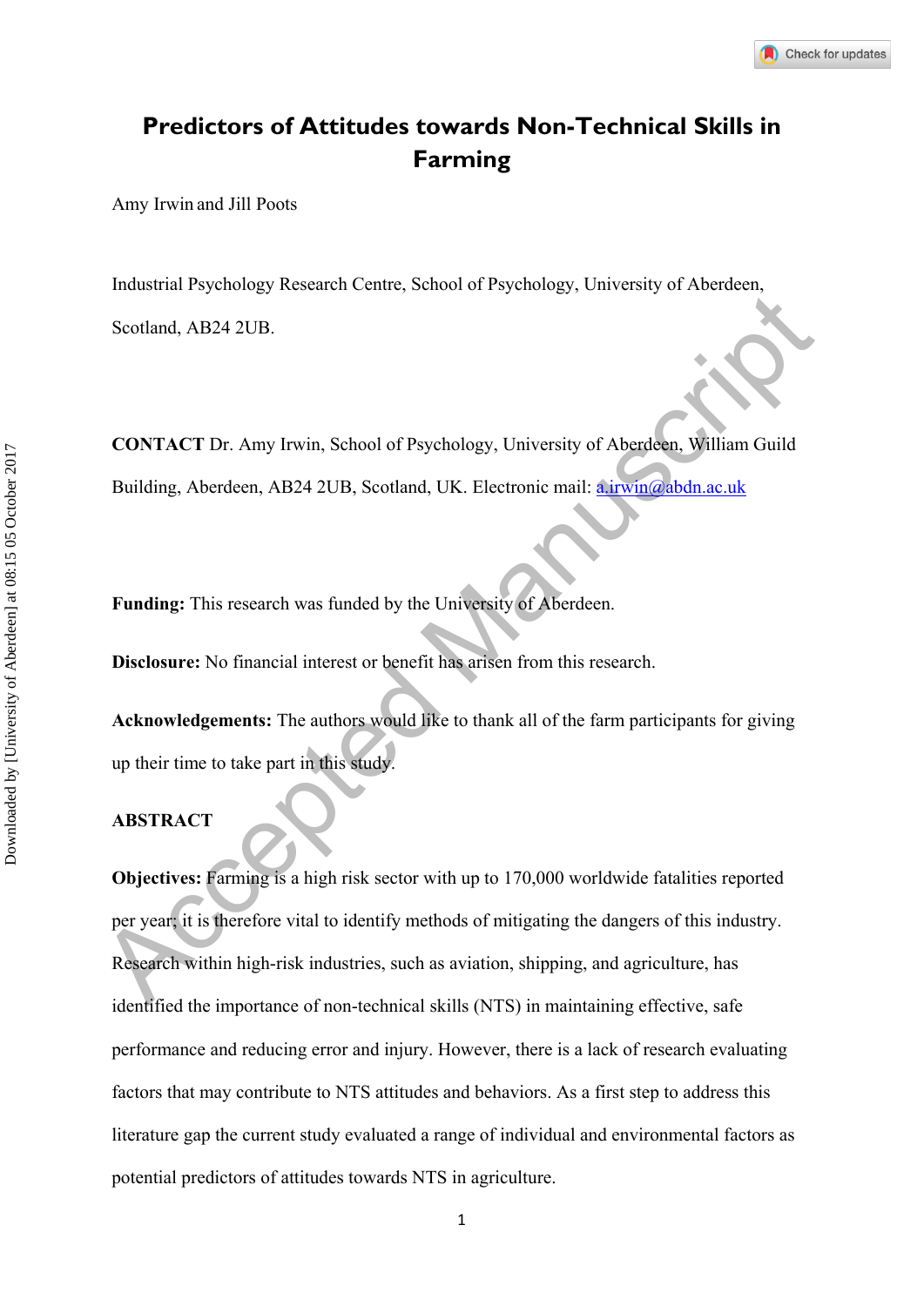# Predictors of Attitudes towards Non-Technical Skills in Farming

Amy Irwin and Jill Poots

Industrial Psychology Research Centre, School of Psychology, University of Aberdeen, Scotland, AB24 2UB.

**CONTACT** Dr. Amy Irwin, School of Psychology, University of Aberdeen, William Guild Building, Aberdeen, AB24 2UB, Scotland, UK. Electronic mail: a.irwin@abdn.ac.uk

**Funding:** This research was funded by the University of Aberdeen.

**Disclosure:** No financial interest or benefit has arisen from this research.

**Acknowledgements:** The authors would like to thank all of the farm participants for giving up their time to take part in this study.

**ABSTRACT**

**Objectives:** Farming is a high risk sector with up to 170,000 worldwide fatalities reported per year; it is therefore vital to identify methods of mitigating the dangers of this industry. Research within high-risk industries, such as aviation, shipping, and agriculture, has identified the importance of non-technical skills (NTS) in maintaining effective, safe performance and reducing error and injury. However, there is a lack of research evaluating factors that may contribute to NTS attitudes and behaviors. As a first step to address this literature gap the current study evaluated a range of individual and environmental factors as potential predictors of attitudes towards NTS in agriculture.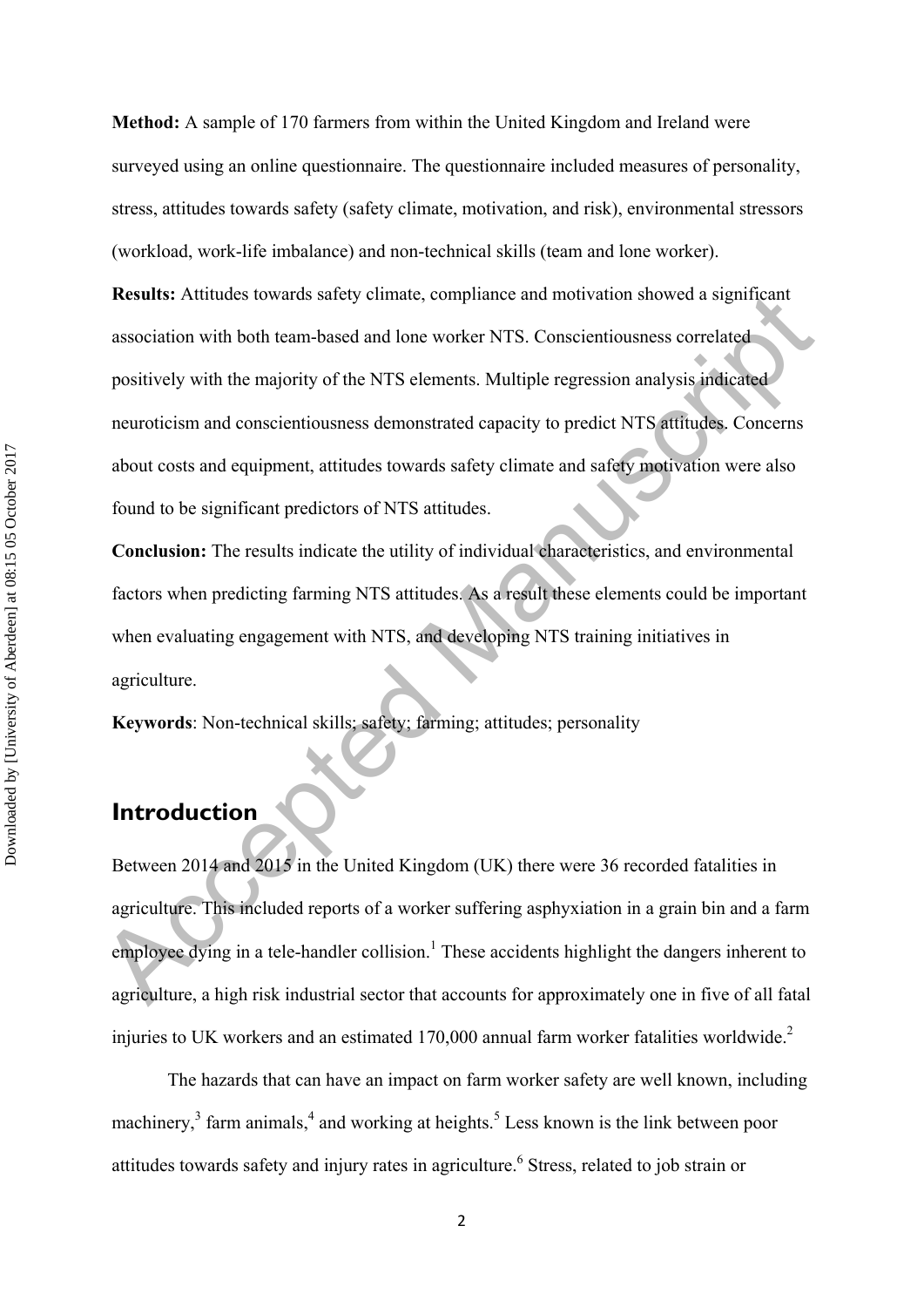**Method:** A sample of 170 farmers from within the United Kingdom and Ireland were surveyed using an online questionnaire. The questionnaire included measures of personality, stress, attitudes towards safety (safety climate, motivation, and risk), environmental stressors (workload, work-life imbalance) and non-technical skills (team and lone worker).

**Results:** Attitudes towards safety climate, compliance and motivation showed a significant association with both team-based and lone worker NTS. Conscientiousness correlated positively with the majority of the NTS elements. Multiple regression analysis indicated neuroticism and conscientiousness demonstrated capacity to predict NTS attitudes. Concerns about costs and equipment, attitudes towards safety climate and safety motivation were also found to be significant predictors of NTS attitudes.

**Conclusion:** The results indicate the utility of individual characteristics, and environmental factors when predicting farming NTS attitudes. As a result these elements could be important when evaluating engagement with NTS, and developing NTS training initiatives in agriculture.

**Keywords**: Non-technical skills; safety; farming; attitudes; personality

## Introduction

Between 2014 and 2015 in the United Kingdom (UK) there were 36 recorded fatalities in agriculture. This included reports of a worker suffering asphyxiation in a grain bin and a farm employee dying in a tele-handler collision.[1] These accidents highlight the dangers inherent to agriculture, a high risk industrial sector that accounts for approximately one in five of all fatal injuries to UK workers and an estimated 170,000 annual farm worker fatalities worldwide.[2]

The hazards that can have an impact on farm worker safety are well known, including machinery,[3] farm animals,[4] and working at heights.[5] Less known is the link between poor attitudes towards safety and injury rates in agriculture.[6] Stress, related to job strain or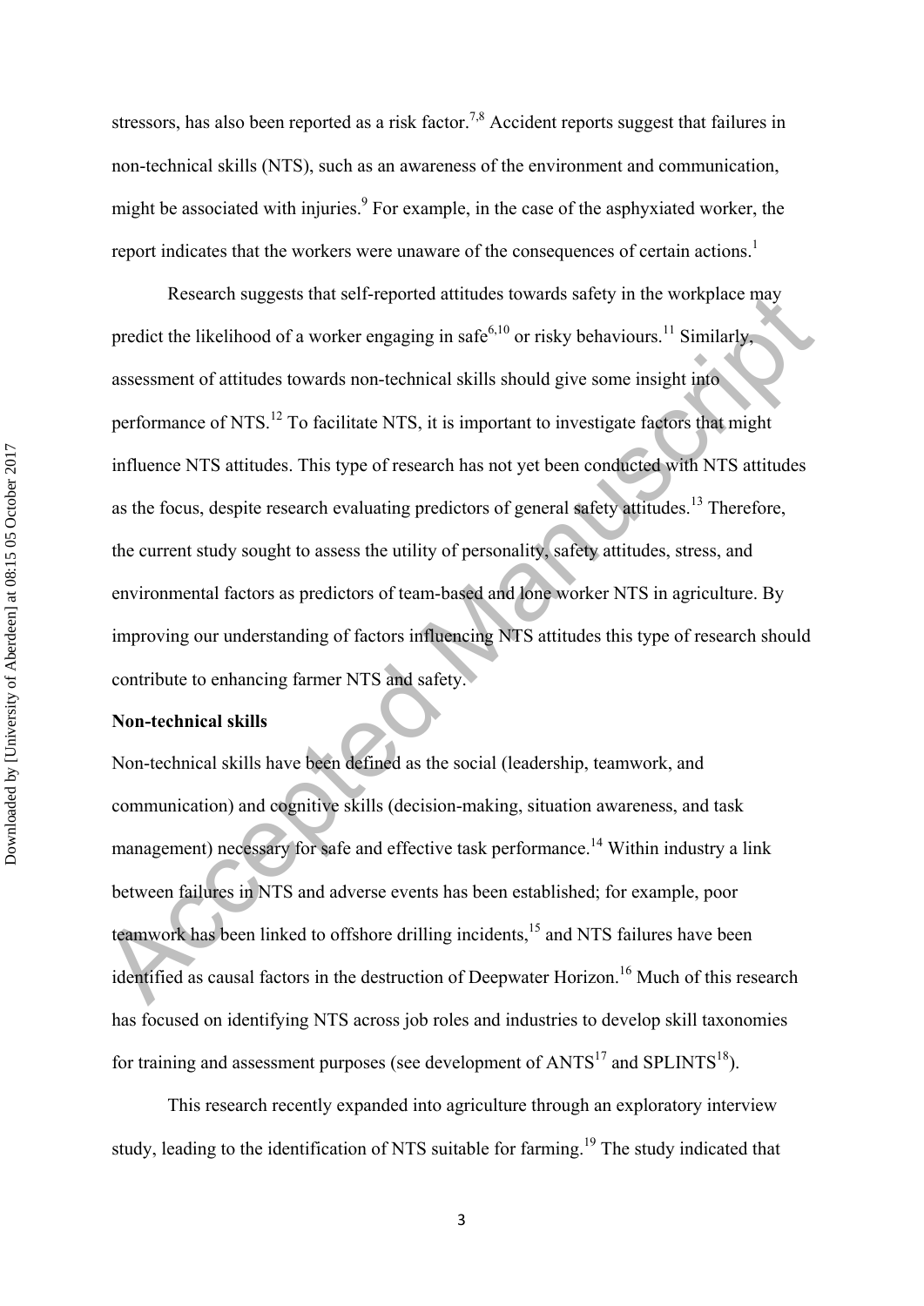stressors, has also been reported as a risk factor.[7,8] Accident reports suggest that failures in non-technical skills (NTS), such as an awareness of the environment and communication, might be associated with injuries.[9] For example, in the case of the asphyxiated worker, the report indicates that the workers were unaware of the consequences of certain actions.[1]

Research suggests that self-reported attitudes towards safety in the workplace may predict the likelihood of a worker engaging in safe[6,10] or risky behaviours.[11] Similarly, assessment of attitudes towards non-technical skills should give some insight into performance of NTS.[12] To facilitate NTS, it is important to investigate factors that might influence NTS attitudes. This type of research has not yet been conducted with NTS attitudes as the focus, despite research evaluating predictors of general safety attitudes.[13] Therefore, the current study sought to assess the utility of personality, safety attitudes, stress, and environmental factors as predictors of team-based and lone worker NTS in agriculture. By improving our understanding of factors influencing NTS attitudes this type of research should contribute to enhancing farmer NTS and safety.

**Non-technical skills**

Non-technical skills have been defined as the social (leadership, teamwork, and communication) and cognitive skills (decision-making, situation awareness, and task management) necessary for safe and effective task performance.[14] Within industry a link between failures in NTS and adverse events has been established; for example, poor teamwork has been linked to offshore drilling incidents,[15] and NTS failures have been identified as causal factors in the destruction of Deepwater Horizon.[16] Much of this research has focused on identifying NTS across job roles and industries to develop skill taxonomies for training and assessment purposes (see development of ANTS[17] and SPLINTS[18]).

This research recently expanded into agriculture through an exploratory interview study, leading to the identification of NTS suitable for farming.[19] The study indicated that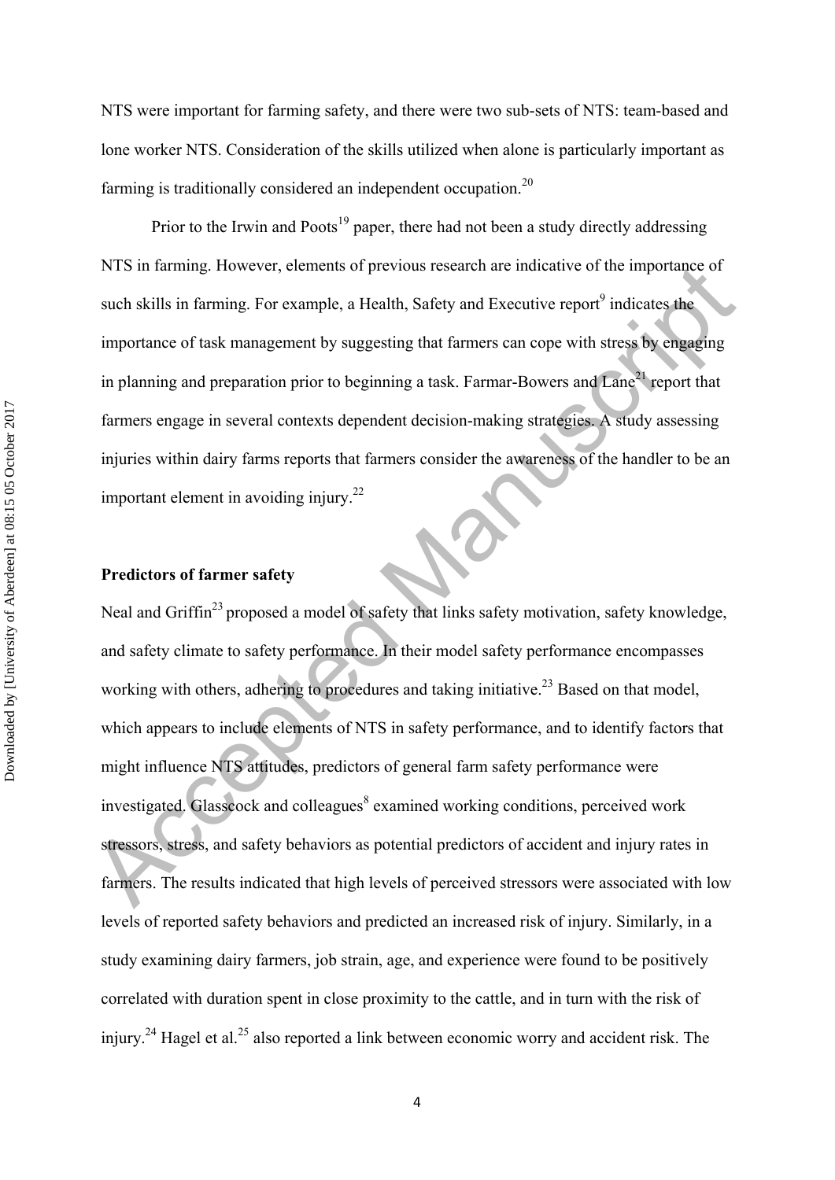NTS were important for farming safety, and there were two sub-sets of NTS: team-based and lone worker NTS. Consideration of the skills utilized when alone is particularly important as farming is traditionally considered an independent occupation.[20]

Prior to the Irwin and Poots[19] paper, there had not been a study directly addressing NTS in farming. However, elements of previous research are indicative of the importance of such skills in farming. For example, a Health, Safety and Executive report[9] indicates the importance of task management by suggesting that farmers can cope with stress by engaging in planning and preparation prior to beginning a task. Farmar-Bowers and Lane[21] report that farmers engage in several contexts dependent decision-making strategies. A study assessing injuries within dairy farms reports that farmers consider the awareness of the handler to be an important element in avoiding injury.[22]

**Predictors of farmer safety**

Neal and Griffin[23] proposed a model of safety that links safety motivation, safety knowledge, and safety climate to safety performance. In their model safety performance encompasses working with others, adhering to procedures and taking initiative.[23] Based on that model, which appears to include elements of NTS in safety performance, and to identify factors that might influence NTS attitudes, predictors of general farm safety performance were investigated. Glasscock and colleagues[8] examined working conditions, perceived work stressors, stress, and safety behaviors as potential predictors of accident and injury rates in farmers. The results indicated that high levels of perceived stressors were associated with low levels of reported safety behaviors and predicted an increased risk of injury. Similarly, in a study examining dairy farmers, job strain, age, and experience were found to be positively correlated with duration spent in close proximity to the cattle, and in turn with the risk of injury.[24] Hagel et al.[25] also reported a link between economic worry and accident risk. The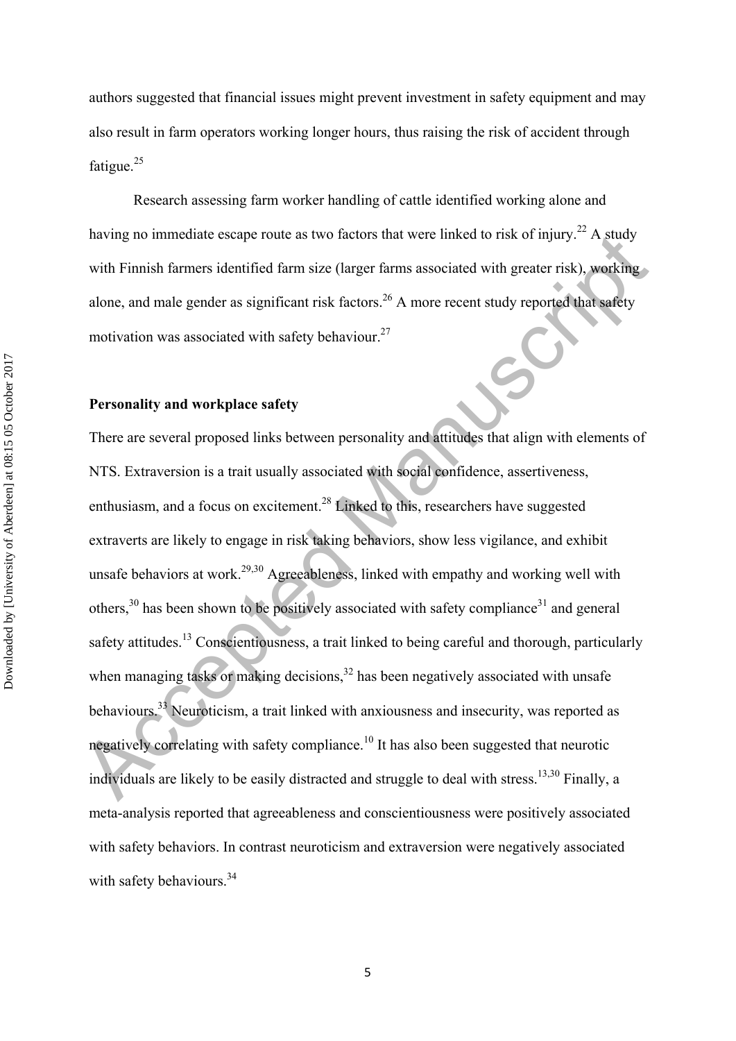authors suggested that financial issues might prevent investment in safety equipment and may also result in farm operators working longer hours, thus raising the risk of accident through fatigue.[25]

Research assessing farm worker handling of cattle identified working alone and having no immediate escape route as two factors that were linked to risk of injury.[22] A study with Finnish farmers identified farm size (larger farms associated with greater risk), working alone, and male gender as significant risk factors.[26] A more recent study reported that safety motivation was associated with safety behaviour.[27]

**Personality and workplace safety**

There are several proposed links between personality and attitudes that align with elements of NTS. Extraversion is a trait usually associated with social confidence, assertiveness, enthusiasm, and a focus on excitement.[28] Linked to this, researchers have suggested extraverts are likely to engage in risk taking behaviors, show less vigilance, and exhibit unsafe behaviors at work.[29,30] Agreeableness, linked with empathy and working well with others,[30] has been shown to be positively associated with safety compliance[31] and general safety attitudes.[13] Conscientiousness, a trait linked to being careful and thorough, particularly when managing tasks or making decisions,[32] has been negatively associated with unsafe behaviours.[33] Neuroticism, a trait linked with anxiousness and insecurity, was reported as negatively correlating with safety compliance.[10] It has also been suggested that neurotic individuals are likely to be easily distracted and struggle to deal with stress.[13,30] Finally, a meta-analysis reported that agreeableness and conscientiousness were positively associated with safety behaviors. In contrast neuroticism and extraversion were negatively associated with safety behaviours.[34]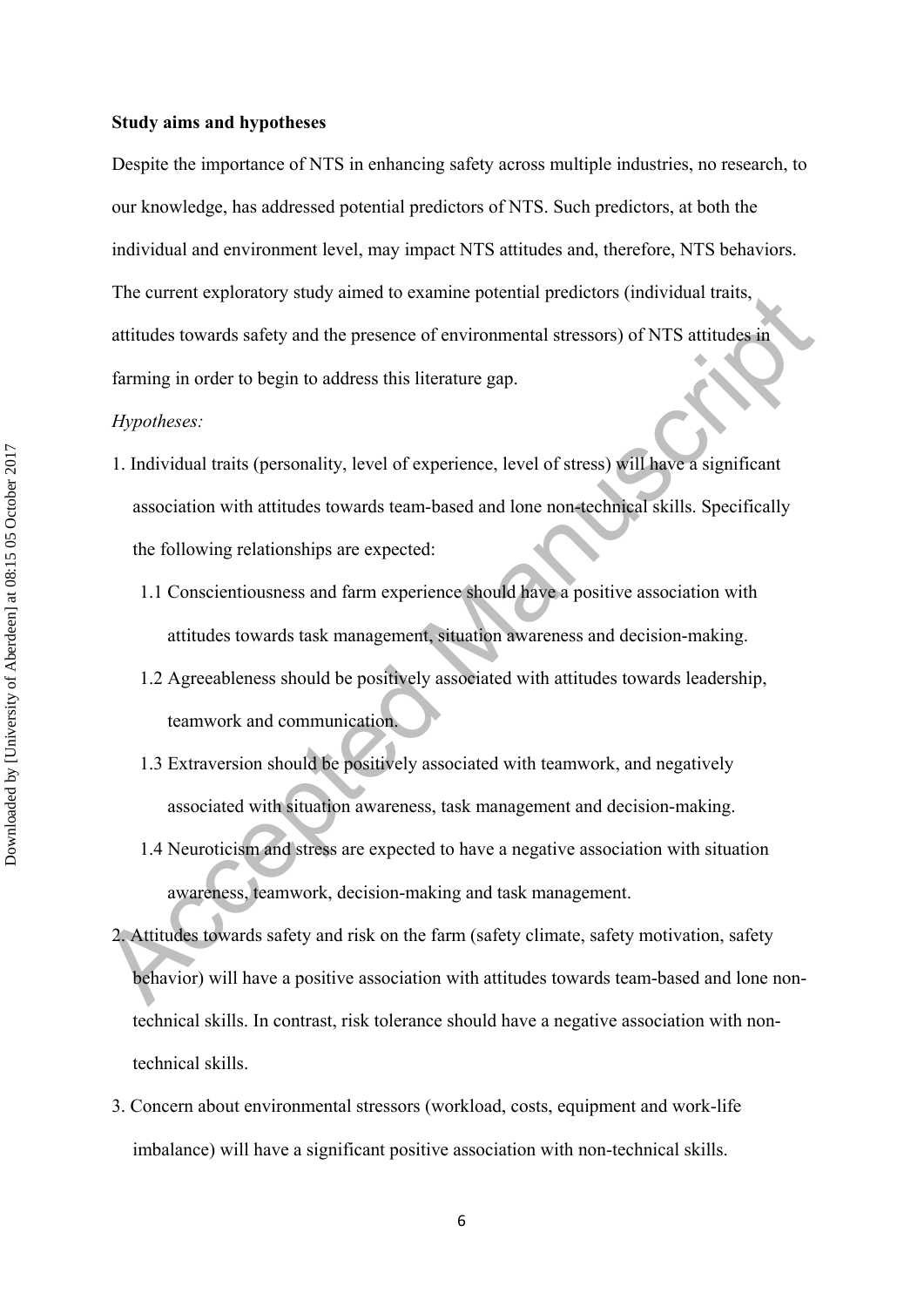**Study aims and hypotheses**

Despite the importance of NTS in enhancing safety across multiple industries, no research, to our knowledge, has addressed potential predictors of NTS. Such predictors, at both the individual and environment level, may impact NTS attitudes and, therefore, NTS behaviors. The current exploratory study aimed to examine potential predictors (individual traits, attitudes towards safety and the presence of environmental stressors) of NTS attitudes in farming in order to begin to address this literature gap.

*Hypotheses:*

1. Individual traits (personality, level of experience, level of stress) will have a significant association with attitudes towards team-based and lone non-technical skills. Specifically the following relationships are expected:
   1.1 Conscientiousness and farm experience should have a positive association with attitudes towards task management, situation awareness and decision-making.
   1.2 Agreeableness should be positively associated with attitudes towards leadership, teamwork and communication.
   1.3 Extraversion should be positively associated with teamwork, and negatively associated with situation awareness, task management and decision-making.
   1.4 Neuroticism and stress are expected to have a negative association with situation awareness, teamwork, decision-making and task management.
2. Attitudes towards safety and risk on the farm (safety climate, safety motivation, safety behavior) will have a positive association with attitudes towards team-based and lone non-technical skills. In contrast, risk tolerance should have a negative association with non-technical skills.
3. Concern about environmental stressors (workload, costs, equipment and work-life imbalance) will have a significant positive association with non-technical skills.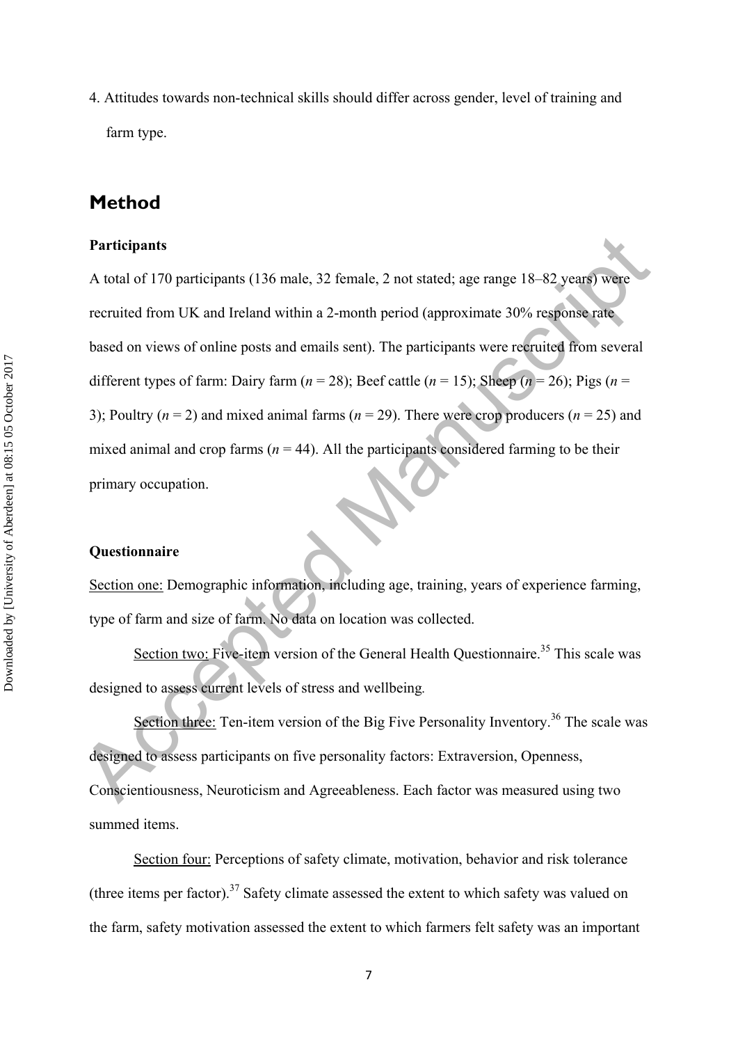4. Attitudes towards non-technical skills should differ across gender, level of training and farm type.

## Method

### Participants

A total of 170 participants (136 male, 32 female, 2 not stated; age range 18–82 years) were recruited from UK and Ireland within a 2-month period (approximate 30% response rate based on views of online posts and emails sent). The participants were recruited from several different types of farm: Dairy farm (*n* = 28); Beef cattle (*n* = 15); Sheep (*n* = 26); Pigs (*n* = 3); Poultry (*n* = 2) and mixed animal farms (*n* = 29). There were crop producers (*n* = 25) and mixed animal and crop farms (*n* = 44). All the participants considered farming to be their primary occupation.

### Questionnaire

Section one: Demographic information, including age, training, years of experience farming, type of farm and size of farm. No data on location was collected.

Section two: Five-item version of the General Health Questionnaire.[35] This scale was designed to assess current levels of stress and wellbeing.

Section three: Ten-item version of the Big Five Personality Inventory.[36] The scale was designed to assess participants on five personality factors: Extraversion, Openness, Conscientiousness, Neuroticism and Agreeableness. Each factor was measured using two summed items.

Section four: Perceptions of safety climate, motivation, behavior and risk tolerance (three items per factor).[37] Safety climate assessed the extent to which safety was valued on the farm, safety motivation assessed the extent to which farmers felt safety was an important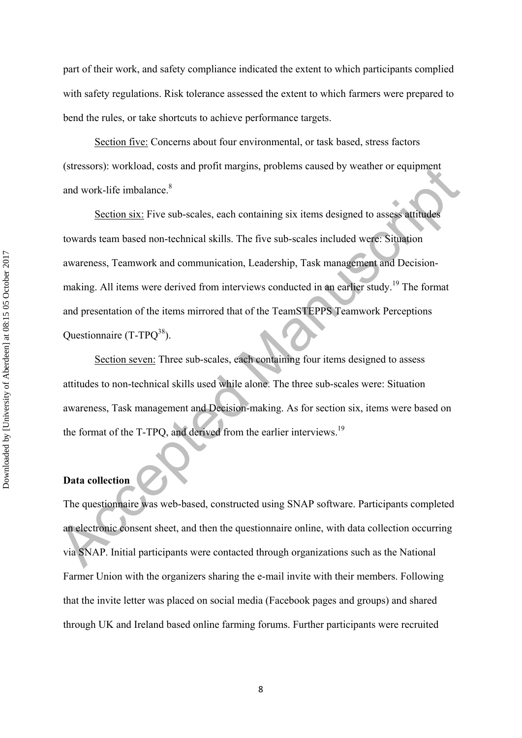part of their work, and safety compliance indicated the extent to which participants complied with safety regulations. Risk tolerance assessed the extent to which farmers were prepared to bend the rules, or take shortcuts to achieve performance targets.

Section five: Concerns about four environmental, or task based, stress factors (stressors): workload, costs and profit margins, problems caused by weather or equipment and work-life imbalance.[8]

Section six: Five sub-scales, each containing six items designed to assess attitudes towards team based non-technical skills. The five sub-scales included were: Situation awareness, Teamwork and communication, Leadership, Task management and Decision-making. All items were derived from interviews conducted in an earlier study.[19] The format and presentation of the items mirrored that of the TeamSTEPPS Teamwork Perceptions Questionnaire (T-TPQ[38]).

Section seven: Three sub-scales, each containing four items designed to assess attitudes to non-technical skills used while alone. The three sub-scales were: Situation awareness, Task management and Decision-making. As for section six, items were based on the format of the T-TPQ, and derived from the earlier interviews.[19]

**Data collection**

The questionnaire was web-based, constructed using SNAP software. Participants completed an electronic consent sheet, and then the questionnaire online, with data collection occurring via SNAP. Initial participants were contacted through organizations such as the National Farmer Union with the organizers sharing the e-mail invite with their members. Following that the invite letter was placed on social media (Facebook pages and groups) and shared through UK and Ireland based online farming forums. Further participants were recruited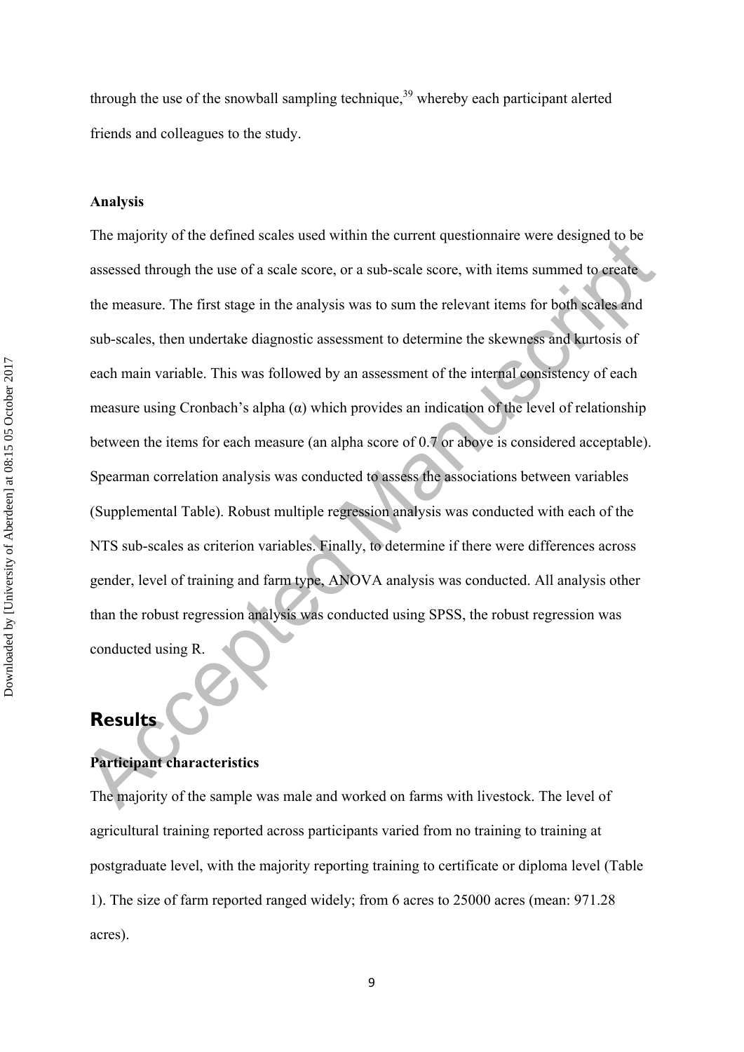through the use of the snowball sampling technique,[39] whereby each participant alerted friends and colleagues to the study.

**Analysis**

The majority of the defined scales used within the current questionnaire were designed to be assessed through the use of a scale score, or a sub-scale score, with items summed to create the measure. The first stage in the analysis was to sum the relevant items for both scales and sub-scales, then undertake diagnostic assessment to determine the skewness and kurtosis of each main variable. This was followed by an assessment of the internal consistency of each measure using Cronbach's alpha (α) which provides an indication of the level of relationship between the items for each measure (an alpha score of 0.7 or above is considered acceptable). Spearman correlation analysis was conducted to assess the associations between variables (Supplemental Table). Robust multiple regression analysis was conducted with each of the NTS sub-scales as criterion variables. Finally, to determine if there were differences across gender, level of training and farm type, ANOVA analysis was conducted. All analysis other than the robust regression analysis was conducted using SPSS, the robust regression was conducted using R.

## Results

**Participant characteristics**

The majority of the sample was male and worked on farms with livestock. The level of agricultural training reported across participants varied from no training to training at postgraduate level, with the majority reporting training to certificate or diploma level (Table 1). The size of farm reported ranged widely; from 6 acres to 25000 acres (mean: 971.28 acres).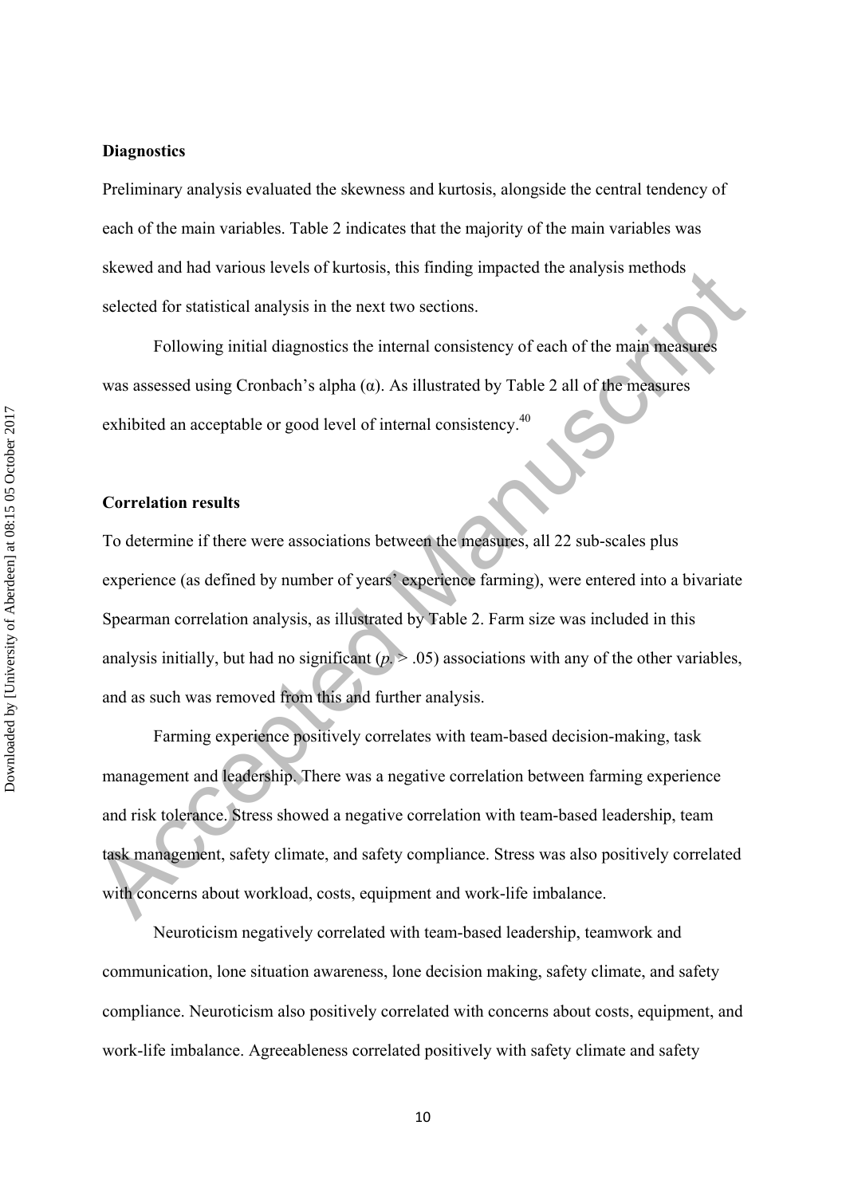**Diagnostics**

Preliminary analysis evaluated the skewness and kurtosis, alongside the central tendency of each of the main variables. Table 2 indicates that the majority of the main variables was skewed and had various levels of kurtosis, this finding impacted the analysis methods selected for statistical analysis in the next two sections.

Following initial diagnostics the internal consistency of each of the main measures was assessed using Cronbach's alpha (α). As illustrated by Table 2 all of the measures exhibited an acceptable or good level of internal consistency.[40]

**Correlation results**

To determine if there were associations between the measures, all 22 sub-scales plus experience (as defined by number of years' experience farming), were entered into a bivariate Spearman correlation analysis, as illustrated by Table 2. Farm size was included in this analysis initially, but had no significant ($p$ > .05) associations with any of the other variables, and as such was removed from this and further analysis.

Farming experience positively correlates with team-based decision-making, task management and leadership. There was a negative correlation between farming experience and risk tolerance. Stress showed a negative correlation with team-based leadership, team task management, safety climate, and safety compliance. Stress was also positively correlated with concerns about workload, costs, equipment and work-life imbalance.

Neuroticism negatively correlated with team-based leadership, teamwork and communication, lone situation awareness, lone decision making, safety climate, and safety compliance. Neuroticism also positively correlated with concerns about costs, equipment, and work-life imbalance. Agreeableness correlated positively with safety climate and safety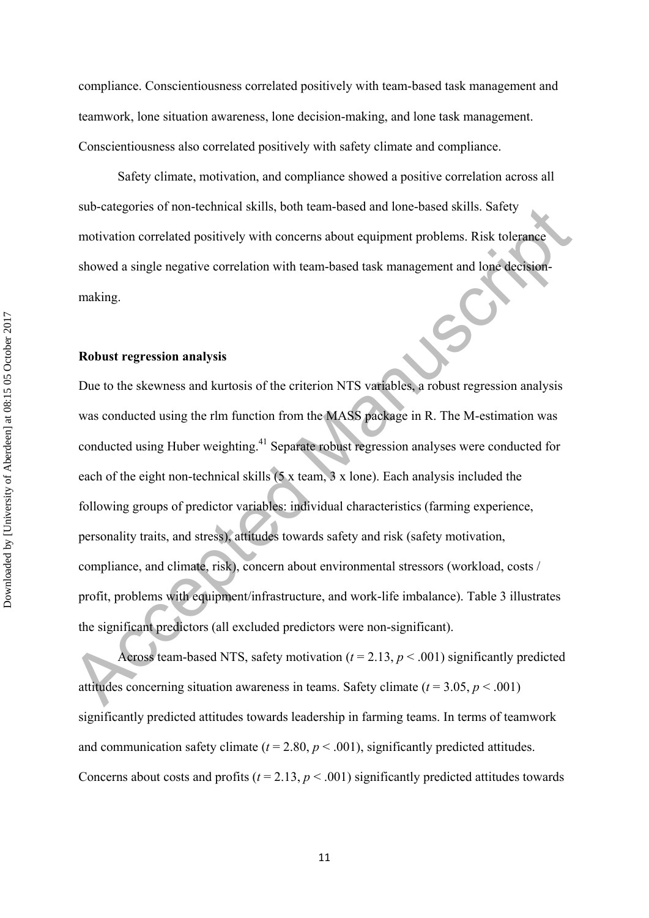compliance. Conscientiousness correlated positively with team-based task management and teamwork, lone situation awareness, lone decision-making, and lone task management. Conscientiousness also correlated positively with safety climate and compliance.

Safety climate, motivation, and compliance showed a positive correlation across all sub-categories of non-technical skills, both team-based and lone-based skills. Safety motivation correlated positively with concerns about equipment problems. Risk tolerance showed a single negative correlation with team-based task management and lone decision-making.

**Robust regression analysis**

Due to the skewness and kurtosis of the criterion NTS variables, a robust regression analysis was conducted using the rlm function from the MASS package in R. The M-estimation was conducted using Huber weighting.[41] Separate robust regression analyses were conducted for each of the eight non-technical skills (5 x team, 3 x lone). Each analysis included the following groups of predictor variables: individual characteristics (farming experience, personality traits, and stress), attitudes towards safety and risk (safety motivation, compliance, and climate, risk), concern about environmental stressors (workload, costs / profit, problems with equipment/infrastructure, and work-life imbalance). Table 3 illustrates the significant predictors (all excluded predictors were non-significant).

Across team-based NTS, safety motivation ($t = 2.13$, $p < .001$) significantly predicted attitudes concerning situation awareness in teams. Safety climate ($t = 3.05$, $p < .001$) significantly predicted attitudes towards leadership in farming teams. In terms of teamwork and communication safety climate ($t = 2.80$, $p < .001$), significantly predicted attitudes. Concerns about costs and profits ($t = 2.13$, $p < .001$) significantly predicted attitudes towards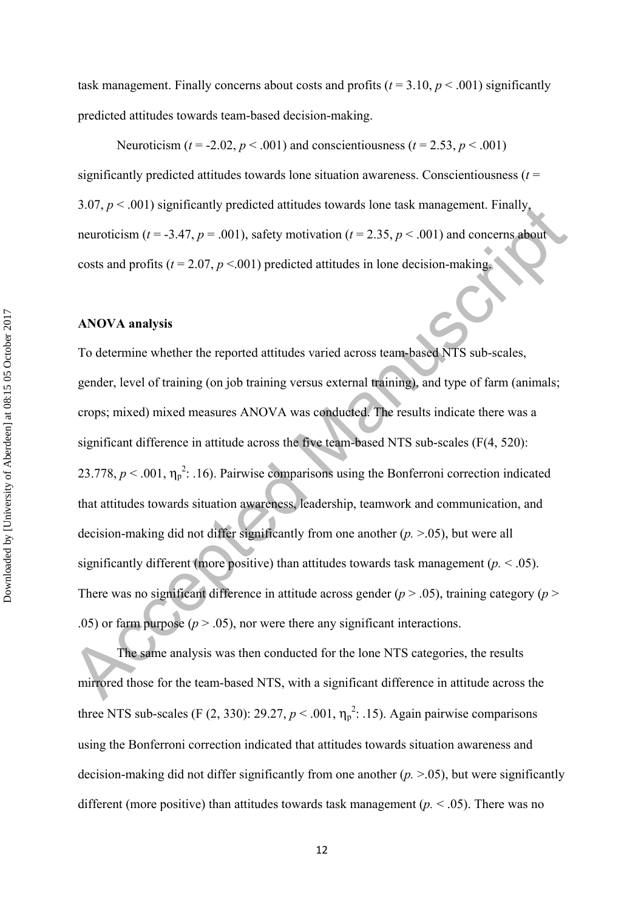task management. Finally concerns about costs and profits ($t = 3.10$, $p < .001$) significantly predicted attitudes towards team-based decision-making.

Neuroticism ($t = -2.02$, $p < .001$) and conscientiousness ($t = 2.53$, $p < .001$) significantly predicted attitudes towards lone situation awareness. Conscientiousness ($t = 3.07$, $p < .001$) significantly predicted attitudes towards lone task management. Finally, neuroticism ($t = -3.47$, $p = .001$), safety motivation ($t = 2.35$, $p < .001$) and concerns about costs and profits ($t = 2.07$, $p < .001$) predicted attitudes in lone decision-making.

**ANOVA analysis**

To determine whether the reported attitudes varied across team-based NTS sub-scales, gender, level of training (on job training versus external training), and type of farm (animals; crops; mixed) mixed measures ANOVA was conducted. The results indicate there was a significant difference in attitude across the five team-based NTS sub-scales (F(4, 520): 23.778, $p < .001$, $\eta_p^2$: .16). Pairwise comparisons using the Bonferroni correction indicated that attitudes towards situation awareness, leadership, teamwork and communication, and decision-making did not differ significantly from one another (*p.* >.05), but were all significantly different (more positive) than attitudes towards task management (*p.* < .05). There was no significant difference in attitude across gender ($p > .05$), training category ($p > .05$) or farm purpose ($p > .05$), nor were there any significant interactions.

The same analysis was then conducted for the lone NTS categories, the results mirrored those for the team-based NTS, with a significant difference in attitude across the three NTS sub-scales (F (2, 330): 29.27, $p < .001$, $\eta_p^2$: .15). Again pairwise comparisons using the Bonferroni correction indicated that attitudes towards situation awareness and decision-making did not differ significantly from one another (*p.* >.05), but were significantly different (more positive) than attitudes towards task management (*p.* < .05). There was no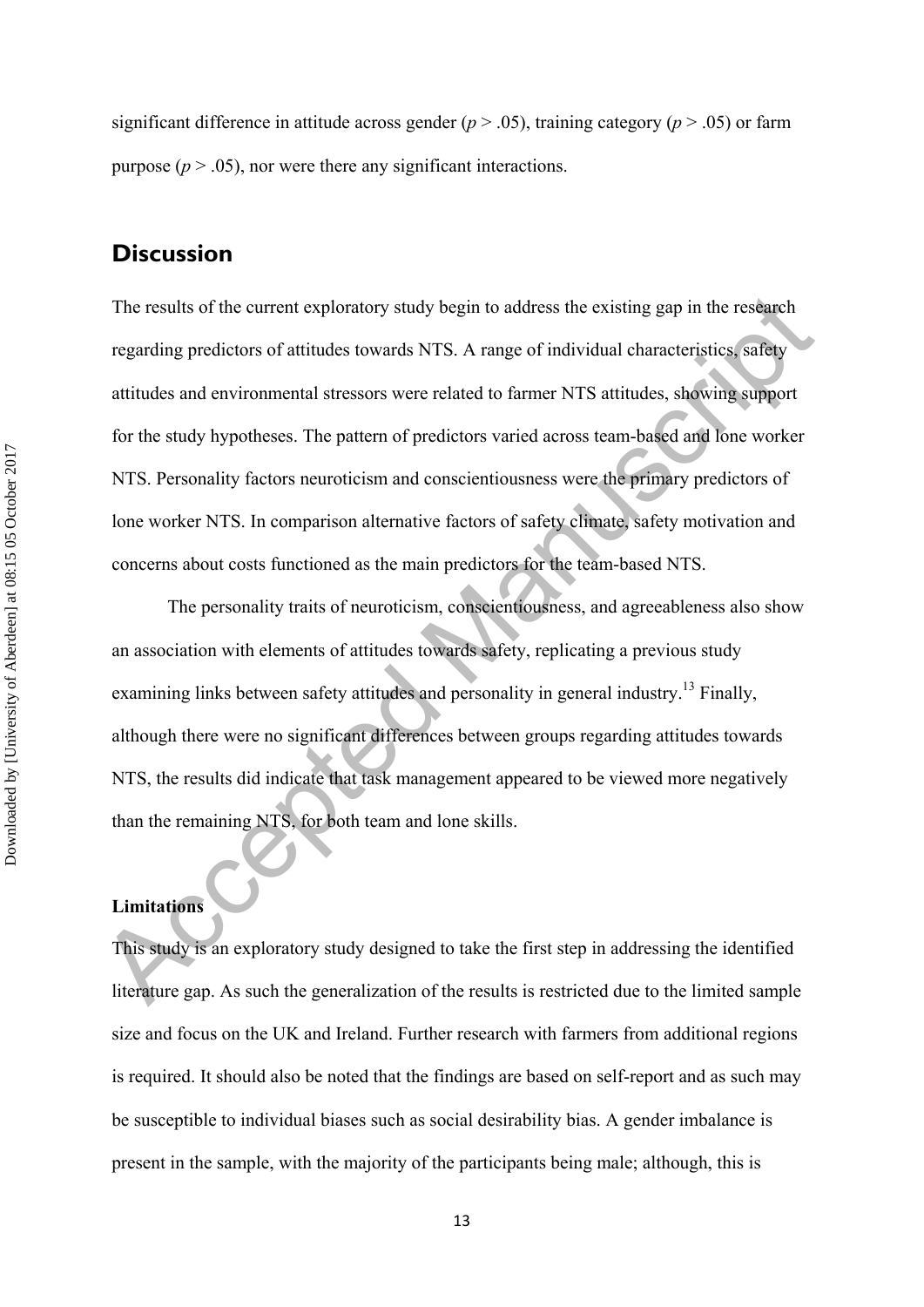significant difference in attitude across gender ($p > .05$), training category ($p > .05$) or farm purpose ($p > .05$), nor were there any significant interactions.

## Discussion

The results of the current exploratory study begin to address the existing gap in the research regarding predictors of attitudes towards NTS. A range of individual characteristics, safety attitudes and environmental stressors were related to farmer NTS attitudes, showing support for the study hypotheses. The pattern of predictors varied across team-based and lone worker NTS. Personality factors neuroticism and conscientiousness were the primary predictors of lone worker NTS. In comparison alternative factors of safety climate, safety motivation and concerns about costs functioned as the main predictors for the team-based NTS.

The personality traits of neuroticism, conscientiousness, and agreeableness also show an association with elements of attitudes towards safety, replicating a previous study examining links between safety attitudes and personality in general industry.[13] Finally, although there were no significant differences between groups regarding attitudes towards NTS, the results did indicate that task management appeared to be viewed more negatively than the remaining NTS, for both team and lone skills.

### Limitations

This study is an exploratory study designed to take the first step in addressing the identified literature gap. As such the generalization of the results is restricted due to the limited sample size and focus on the UK and Ireland. Further research with farmers from additional regions is required. It should also be noted that the findings are based on self-report and as such may be susceptible to individual biases such as social desirability bias. A gender imbalance is present in the sample, with the majority of the participants being male; although, this is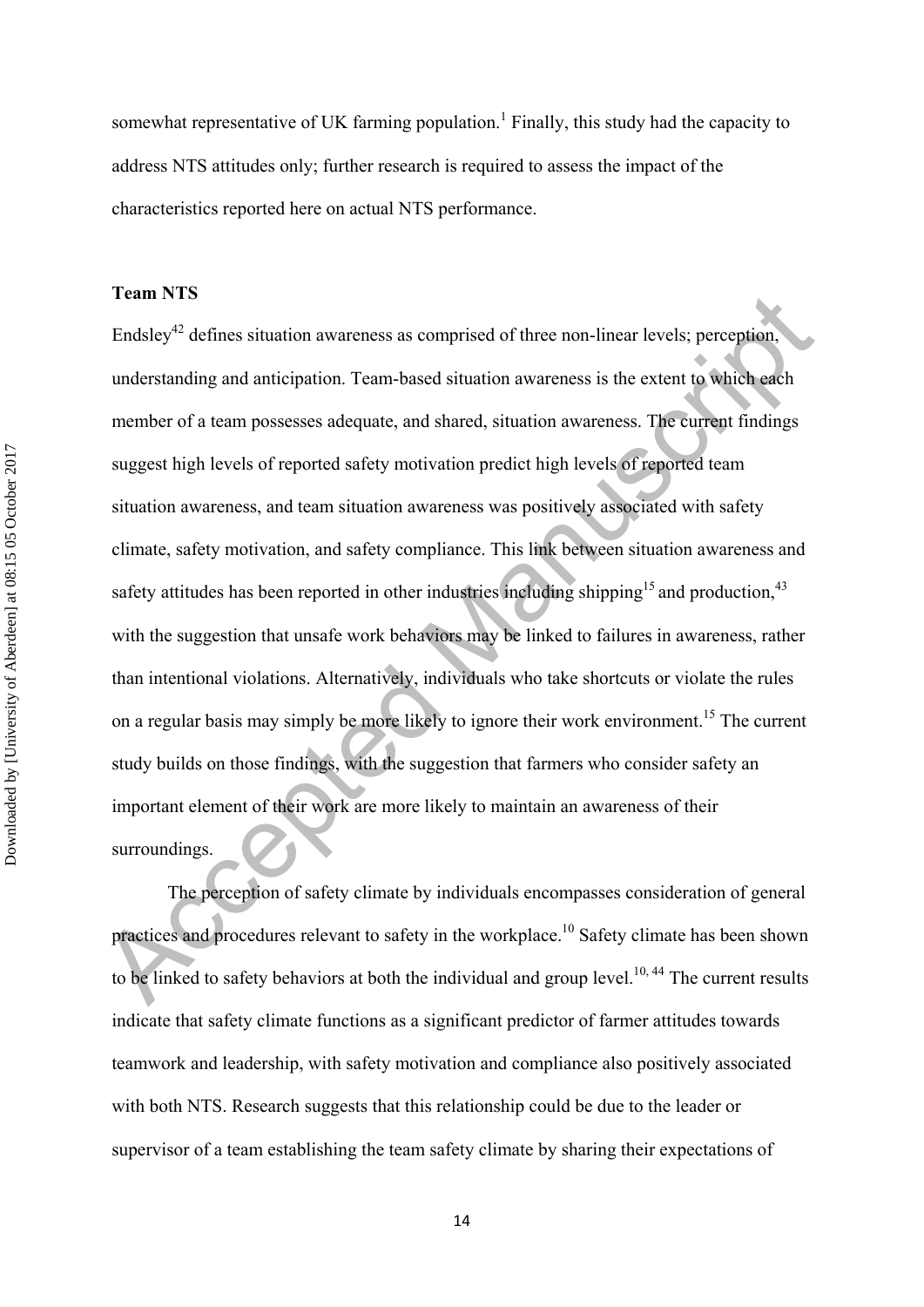somewhat representative of UK farming population.[1] Finally, this study had the capacity to address NTS attitudes only; further research is required to assess the impact of the characteristics reported here on actual NTS performance.

**Team NTS**

Endsley[42] defines situation awareness as comprised of three non-linear levels; perception, understanding and anticipation. Team-based situation awareness is the extent to which each member of a team possesses adequate, and shared, situation awareness. The current findings suggest high levels of reported safety motivation predict high levels of reported team situation awareness, and team situation awareness was positively associated with safety climate, safety motivation, and safety compliance. This link between situation awareness and safety attitudes has been reported in other industries including shipping[15] and production,[43] with the suggestion that unsafe work behaviors may be linked to failures in awareness, rather than intentional violations. Alternatively, individuals who take shortcuts or violate the rules on a regular basis may simply be more likely to ignore their work environment.[15] The current study builds on those findings, with the suggestion that farmers who consider safety an important element of their work are more likely to maintain an awareness of their surroundings.

The perception of safety climate by individuals encompasses consideration of general practices and procedures relevant to safety in the workplace.[10] Safety climate has been shown to be linked to safety behaviors at both the individual and group level.[10, 44] The current results indicate that safety climate functions as a significant predictor of farmer attitudes towards teamwork and leadership, with safety motivation and compliance also positively associated with both NTS. Research suggests that this relationship could be due to the leader or supervisor of a team establishing the team safety climate by sharing their expectations of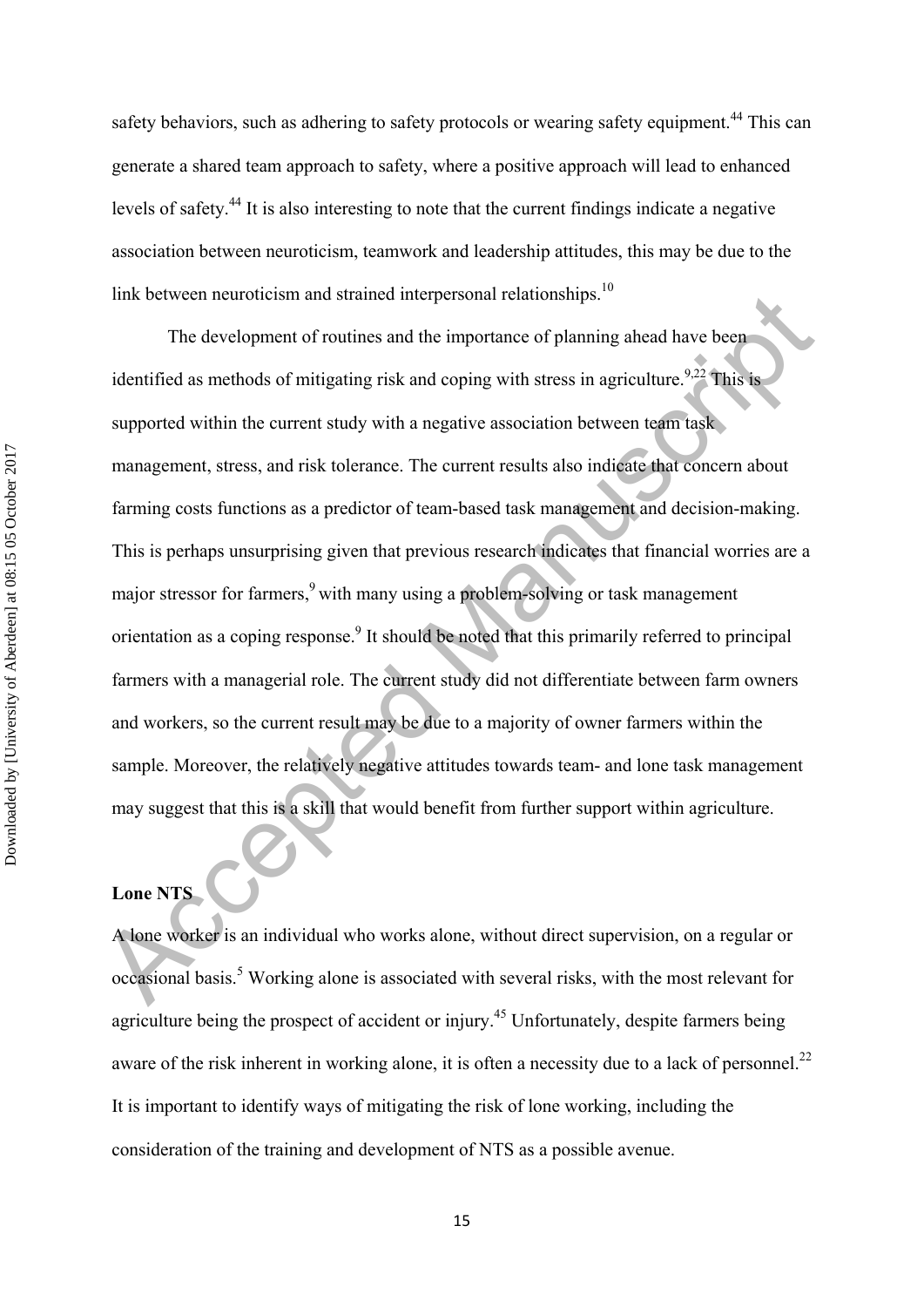safety behaviors, such as adhering to safety protocols or wearing safety equipment.[44] This can generate a shared team approach to safety, where a positive approach will lead to enhanced levels of safety.[44] It is also interesting to note that the current findings indicate a negative association between neuroticism, teamwork and leadership attitudes, this may be due to the link between neuroticism and strained interpersonal relationships.[10]

The development of routines and the importance of planning ahead have been identified as methods of mitigating risk and coping with stress in agriculture.[9,22] This is supported within the current study with a negative association between team task management, stress, and risk tolerance. The current results also indicate that concern about farming costs functions as a predictor of team-based task management and decision-making. This is perhaps unsurprising given that previous research indicates that financial worries are a major stressor for farmers,[9] with many using a problem-solving or task management orientation as a coping response.[9] It should be noted that this primarily referred to principal farmers with a managerial role. The current study did not differentiate between farm owners and workers, so the current result may be due to a majority of owner farmers within the sample. Moreover, the relatively negative attitudes towards team- and lone task management may suggest that this is a skill that would benefit from further support within agriculture.

**Lone NTS**

A lone worker is an individual who works alone, without direct supervision, on a regular or occasional basis.[5] Working alone is associated with several risks, with the most relevant for agriculture being the prospect of accident or injury.[45] Unfortunately, despite farmers being aware of the risk inherent in working alone, it is often a necessity due to a lack of personnel.[22] It is important to identify ways of mitigating the risk of lone working, including the consideration of the training and development of NTS as a possible avenue.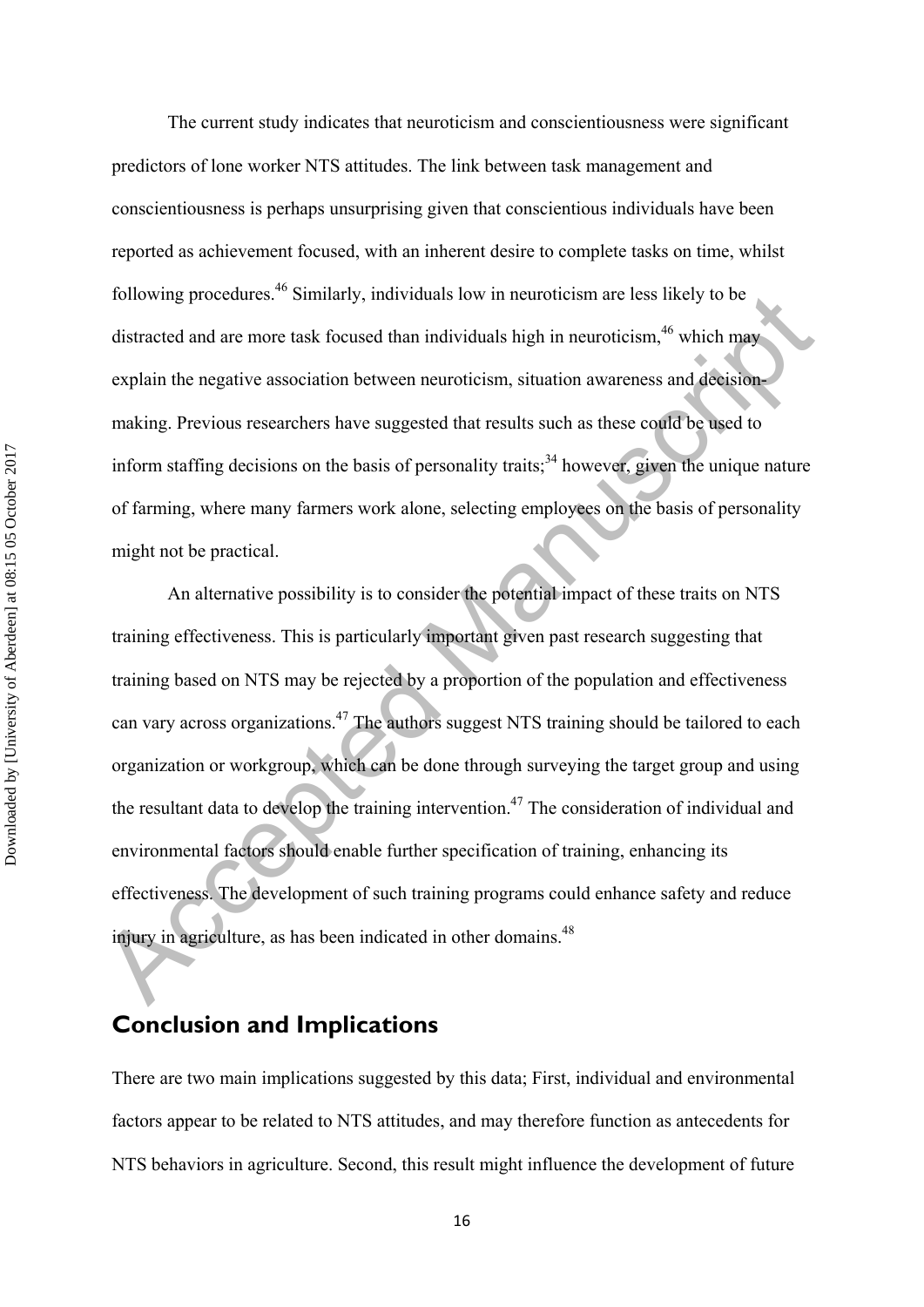The current study indicates that neuroticism and conscientiousness were significant predictors of lone worker NTS attitudes. The link between task management and conscientiousness is perhaps unsurprising given that conscientious individuals have been reported as achievement focused, with an inherent desire to complete tasks on time, whilst following procedures.[46] Similarly, individuals low in neuroticism are less likely to be distracted and are more task focused than individuals high in neuroticism,[46] which may explain the negative association between neuroticism, situation awareness and decision-making. Previous researchers have suggested that results such as these could be used to inform staffing decisions on the basis of personality traits;[34] however, given the unique nature of farming, where many farmers work alone, selecting employees on the basis of personality might not be practical.

An alternative possibility is to consider the potential impact of these traits on NTS training effectiveness. This is particularly important given past research suggesting that training based on NTS may be rejected by a proportion of the population and effectiveness can vary across organizations.[47] The authors suggest NTS training should be tailored to each organization or workgroup, which can be done through surveying the target group and using the resultant data to develop the training intervention.[47] The consideration of individual and environmental factors should enable further specification of training, enhancing its effectiveness. The development of such training programs could enhance safety and reduce injury in agriculture, as has been indicated in other domains.[48]

## Conclusion and Implications

There are two main implications suggested by this data; First, individual and environmental factors appear to be related to NTS attitudes, and may therefore function as antecedents for NTS behaviors in agriculture. Second, this result might influence the development of future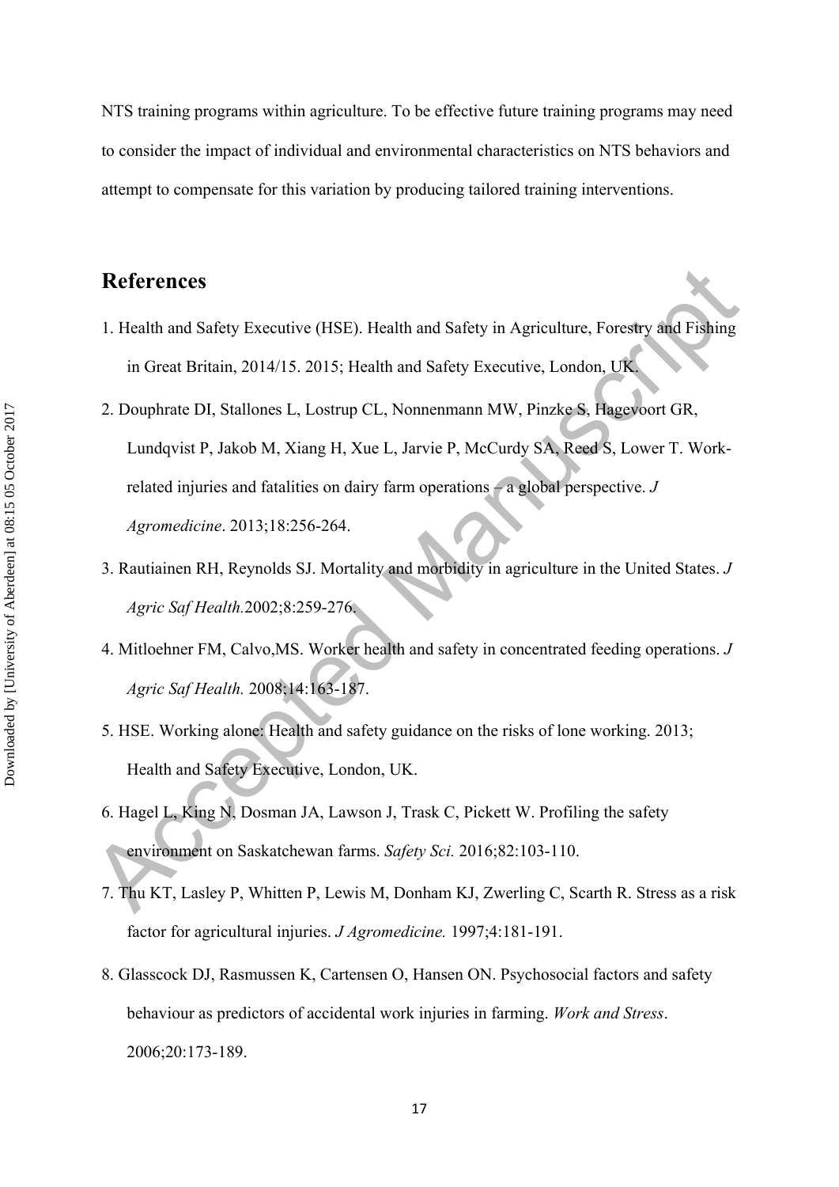NTS training programs within agriculture. To be effective future training programs may need to consider the impact of individual and environmental characteristics on NTS behaviors and attempt to compensate for this variation by producing tailored training interventions.

## References

1. Health and Safety Executive (HSE). Health and Safety in Agriculture, Forestry and Fishing in Great Britain, 2014/15. 2015; Health and Safety Executive, London, UK.
2. Douphrate DI, Stallones L, Lostrup CL, Nonnenmann MW, Pinzke S, Hagevoort GR, Lundqvist P, Jakob M, Xiang H, Xue L, Jarvie P, McCurdy SA, Reed S, Lower T. Work-related injuries and fatalities on dairy farm operations – a global perspective. *J Agromedicine*. 2013;18:256-264.
3. Rautiainen RH, Reynolds SJ. Mortality and morbidity in agriculture in the United States. *J Agric Saf Health.*2002;8:259-276.
4. Mitloehner FM, Calvo,MS. Worker health and safety in concentrated feeding operations. *J Agric Saf Health.* 2008;14:163-187.
5. HSE. Working alone: Health and safety guidance on the risks of lone working. 2013; Health and Safety Executive, London, UK.
6. Hagel L, King N, Dosman JA, Lawson J, Trask C, Pickett W. Profiling the safety environment on Saskatchewan farms. *Safety Sci.* 2016;82:103-110.
7. Thu KT, Lasley P, Whitten P, Lewis M, Donham KJ, Zwerling C, Scarth R. Stress as a risk factor for agricultural injuries. *J Agromedicine.* 1997;4:181-191.
8. Glasscock DJ, Rasmussen K, Cartensen O, Hansen ON. Psychosocial factors and safety behaviour as predictors of accidental work injuries in farming. *Work and Stress*. 2006;20:173-189.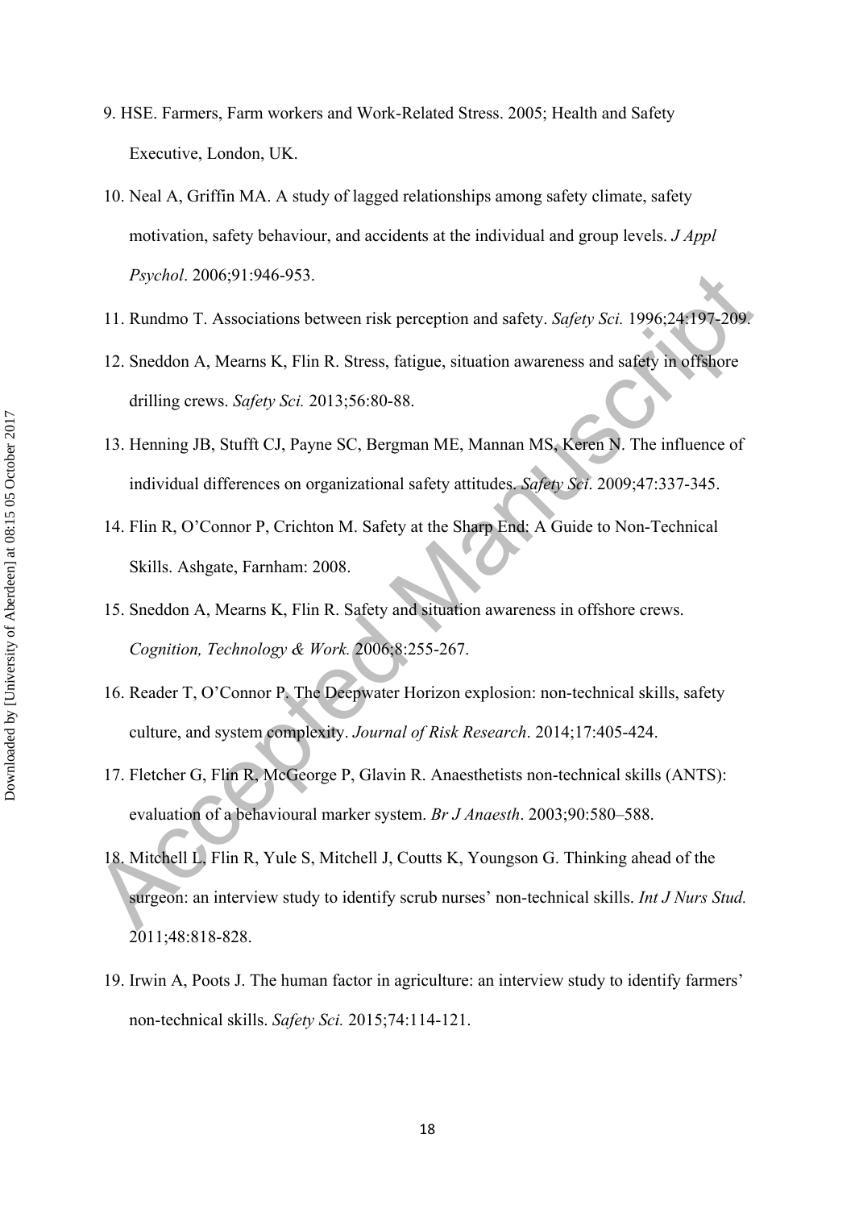9. HSE. Farmers, Farm workers and Work-Related Stress. 2005; Health and Safety Executive, London, UK.

10. Neal A, Griffin MA. A study of lagged relationships among safety climate, safety motivation, safety behaviour, and accidents at the individual and group levels. *J Appl Psychol*. 2006;91:946-953.

11. Rundmo T. Associations between risk perception and safety. *Safety Sci.* 1996;24:197-209.

12. Sneddon A, Mearns K, Flin R. Stress, fatigue, situation awareness and safety in offshore drilling crews. *Safety Sci.* 2013;56:80-88.

13. Henning JB, Stufft CJ, Payne SC, Bergman ME, Mannan MS, Keren N. The influence of individual differences on organizational safety attitudes. *Safety Sci*. 2009;47:337-345.

14. Flin R, O'Connor P, Crichton M. Safety at the Sharp End: A Guide to Non-Technical Skills. Ashgate, Farnham: 2008.

15. Sneddon A, Mearns K, Flin R. Safety and situation awareness in offshore crews. *Cognition, Technology & Work.* 2006;8:255-267.

16. Reader T, O'Connor P. The Deepwater Horizon explosion: non-technical skills, safety culture, and system complexity. *Journal of Risk Research*. 2014;17:405-424.

17. Fletcher G, Flin R, McGeorge P, Glavin R. Anaesthetists non-technical skills (ANTS): evaluation of a behavioural marker system. *Br J Anaesth*. 2003;90:580–588.

18. Mitchell L, Flin R, Yule S, Mitchell J, Coutts K, Youngson G. Thinking ahead of the surgeon: an interview study to identify scrub nurses' non-technical skills. *Int J Nurs Stud.* 2011;48:818-828.

19. Irwin A, Poots J. The human factor in agriculture: an interview study to identify farmers' non-technical skills. *Safety Sci.* 2015;74:114-121.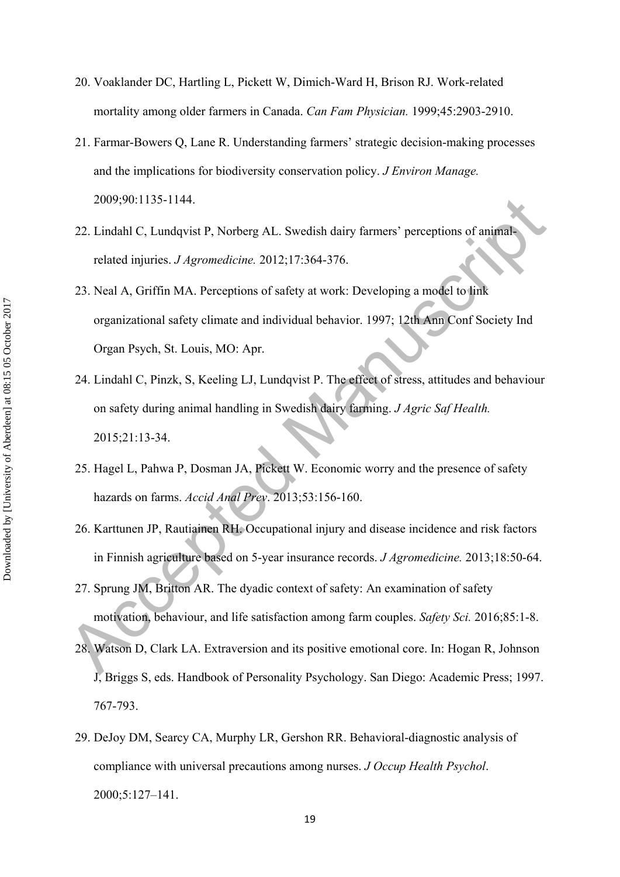20. Voaklander DC, Hartling L, Pickett W, Dimich-Ward H, Brison RJ. Work-related mortality among older farmers in Canada. *Can Fam Physician.* 1999;45:2903-2910.

21. Farmar-Bowers Q, Lane R. Understanding farmers' strategic decision-making processes and the implications for biodiversity conservation policy. *J Environ Manage.* 2009;90:1135-1144.

22. Lindahl C, Lundqvist P, Norberg AL. Swedish dairy farmers' perceptions of animal-related injuries. *J Agromedicine.* 2012;17:364-376.

23. Neal A, Griffin MA. Perceptions of safety at work: Developing a model to link organizational safety climate and individual behavior. 1997; 12th Ann Conf Society Ind Organ Psych, St. Louis, MO: Apr.

24. Lindahl C, Pinzk, S, Keeling LJ, Lundqvist P. The effect of stress, attitudes and behaviour on safety during animal handling in Swedish dairy farming. *J Agric Saf Health.* 2015;21:13-34.

25. Hagel L, Pahwa P, Dosman JA, Pickett W. Economic worry and the presence of safety hazards on farms. *Accid Anal Prev*. 2013;53:156-160.

26. Karttunen JP, Rautiainen RH. Occupational injury and disease incidence and risk factors in Finnish agriculture based on 5-year insurance records. *J Agromedicine.* 2013;18:50-64.

27. Sprung JM, Britton AR. The dyadic context of safety: An examination of safety motivation, behaviour, and life satisfaction among farm couples. *Safety Sci.* 2016;85:1-8.

28. Watson D, Clark LA. Extraversion and its positive emotional core. In: Hogan R, Johnson J, Briggs S, eds. Handbook of Personality Psychology. San Diego: Academic Press; 1997. 767-793.

29. DeJoy DM, Searcy CA, Murphy LR, Gershon RR. Behavioral-diagnostic analysis of compliance with universal precautions among nurses. *J Occup Health Psychol*. 2000;5:127–141.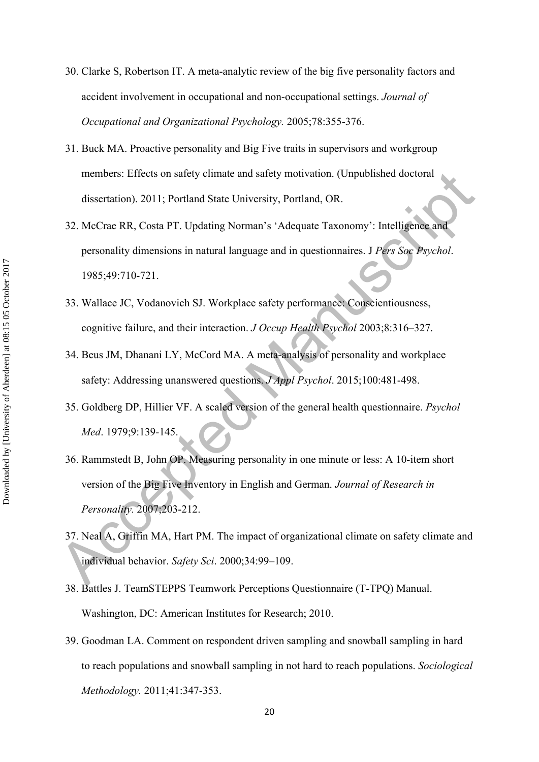30. Clarke S, Robertson IT. A meta-analytic review of the big five personality factors and accident involvement in occupational and non-occupational settings. *Journal of Occupational and Organizational Psychology.* 2005;78:355-376.

31. Buck MA. Proactive personality and Big Five traits in supervisors and workgroup members: Effects on safety climate and safety motivation. (Unpublished doctoral dissertation). 2011; Portland State University, Portland, OR.

32. McCrae RR, Costa PT. Updating Norman's 'Adequate Taxonomy': Intelligence and personality dimensions in natural language and in questionnaires. J *Pers Soc Psychol*. 1985;49:710-721.

33. Wallace JC, Vodanovich SJ. Workplace safety performance: Conscientiousness, cognitive failure, and their interaction. *J Occup Health Psychol* 2003;8:316–327.

34. Beus JM, Dhanani LY, McCord MA. A meta-analysis of personality and workplace safety: Addressing unanswered questions. *J Appl Psychol*. 2015;100:481-498.

35. Goldberg DP, Hillier VF. A scaled version of the general health questionnaire. *Psychol Med*. 1979;9:139-145.

36. Rammstedt B, John OP. Measuring personality in one minute or less: A 10-item short version of the Big Five Inventory in English and German. *Journal of Research in Personality.* 2007;203-212.

37. Neal A, Griffin MA, Hart PM. The impact of organizational climate on safety climate and individual behavior. *Safety Sci*. 2000;34:99–109.

38. Battles J. TeamSTEPPS Teamwork Perceptions Questionnaire (T-TPQ) Manual. Washington, DC: American Institutes for Research; 2010.

39. Goodman LA. Comment on respondent driven sampling and snowball sampling in hard to reach populations and snowball sampling in not hard to reach populations. *Sociological Methodology.* 2011;41:347-353.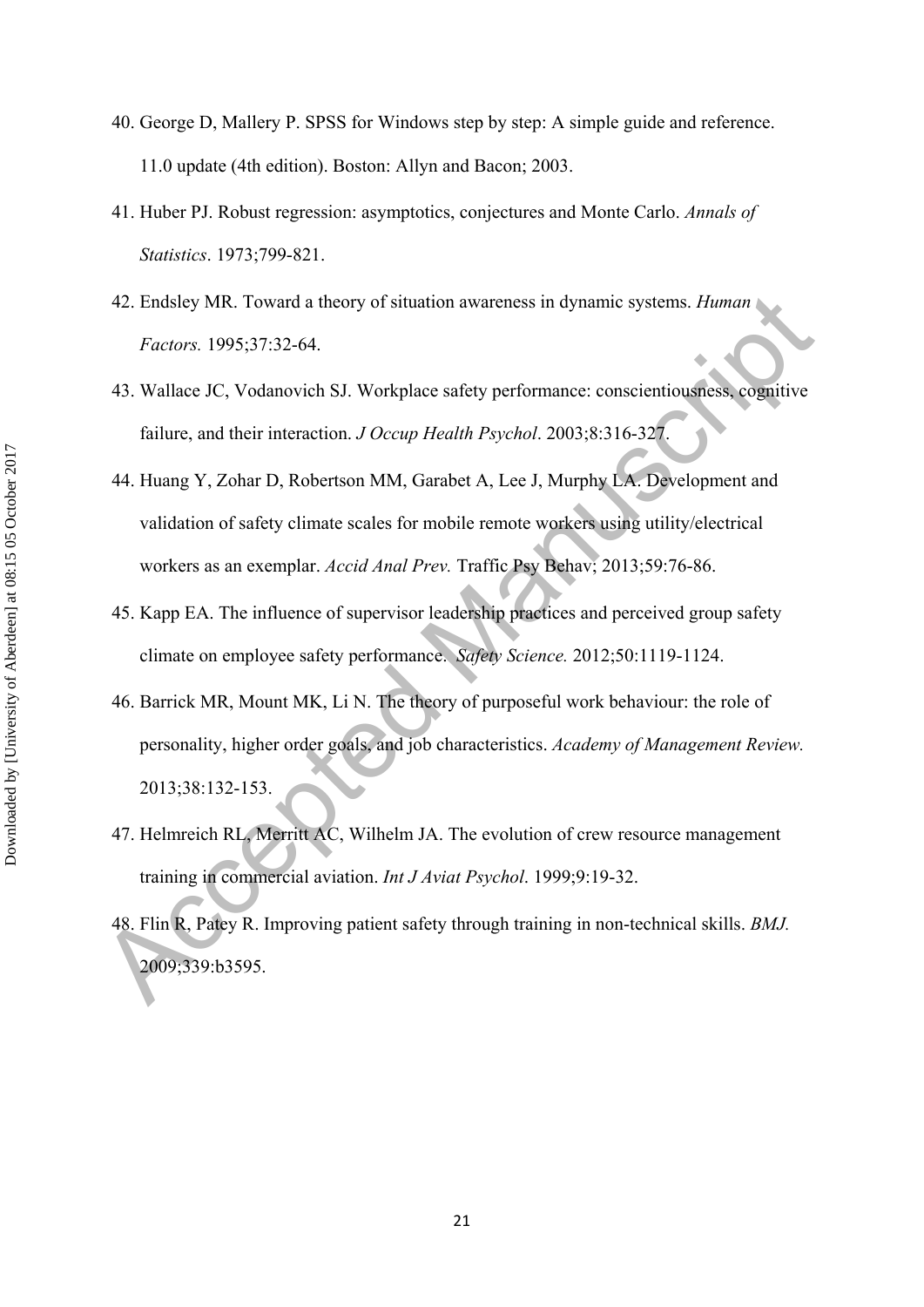40. George D, Mallery P. SPSS for Windows step by step: A simple guide and reference. 11.0 update (4th edition). Boston: Allyn and Bacon; 2003.

41. Huber PJ. Robust regression: asymptotics, conjectures and Monte Carlo. *Annals of Statistics*. 1973;799-821.

42. Endsley MR. Toward a theory of situation awareness in dynamic systems. *Human Factors.* 1995;37:32-64.

43. Wallace JC, Vodanovich SJ. Workplace safety performance: conscientiousness, cognitive failure, and their interaction. *J Occup Health Psychol*. 2003;8:316-327.

44. Huang Y, Zohar D, Robertson MM, Garabet A, Lee J, Murphy LA. Development and validation of safety climate scales for mobile remote workers using utility/electrical workers as an exemplar. *Accid Anal Prev.* Traffic Psy Behav; 2013;59:76-86.

45. Kapp EA. The influence of supervisor leadership practices and perceived group safety climate on employee safety performance. *Safety Science.* 2012;50:1119-1124.

46. Barrick MR, Mount MK, Li N. The theory of purposeful work behaviour: the role of personality, higher order goals, and job characteristics. *Academy of Management Review.* 2013;38:132-153.

47. Helmreich RL, Merritt AC, Wilhelm JA. The evolution of crew resource management training in commercial aviation. *Int J Aviat Psychol*. 1999;9:19-32.

48. Flin R, Patey R. Improving patient safety through training in non-technical skills. *BMJ.* 2009;339:b3595.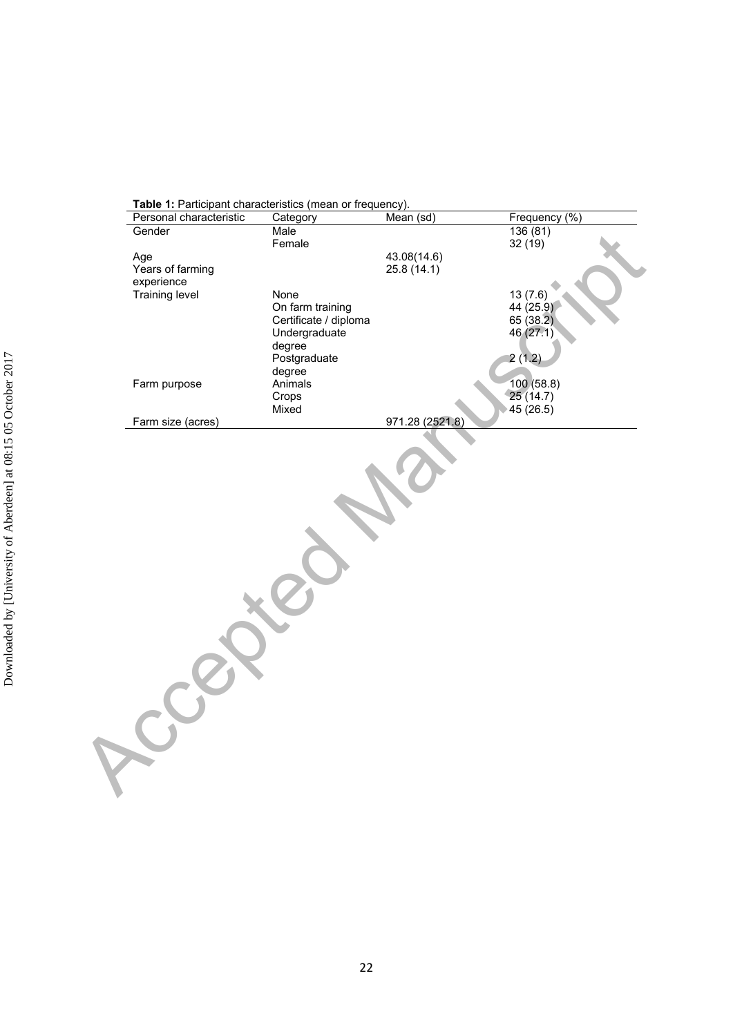**Table 1:** Participant characteristics (mean or frequency).

| Personal characteristic | Category | Mean (sd) | Frequency (%) |
|---|---|---|---|
| Gender | Male | | 136 (81) |
| | Female | | 32 (19) |
| Age | | 43.08(14.6) | |
| Years of farming experience | | 25.8 (14.1) | |
| Training level | None | | 13 (7.6) |
| | On farm training | | 44 (25.9) |
| | Certificate / diploma | | 65 (38.2) |
| | Undergraduate degree | | 46 (27.1) |
| | Postgraduate degree | | 2 (1.2) |
| Farm purpose | Animals | | 100 (58.8) |
| | Crops | | 25 (14.7) |
| | Mixed | | 45 (26.5) |
| Farm size (acres) | | 971.28 (2521.8) | |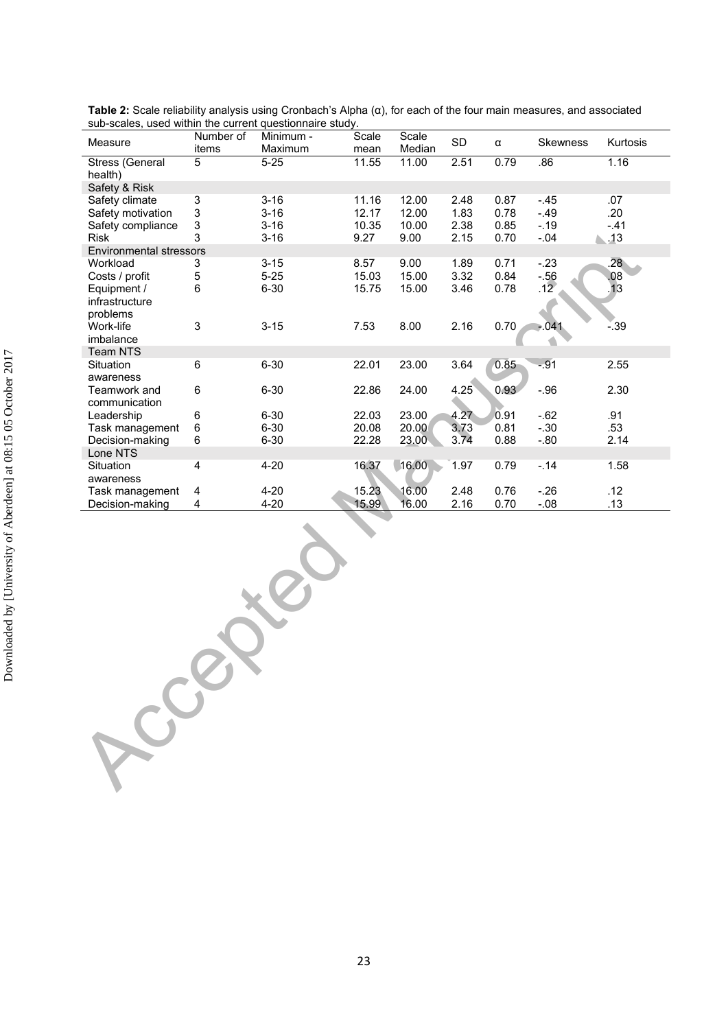**Table 2:** Scale reliability analysis using Cronbach's Alpha (α), for each of the four main measures, and associated sub-scales, used within the current questionnaire study.

| Measure | Number of items | Minimum - Maximum | Scale mean | Scale Median | SD | α | Skewness | Kurtosis |
|---|---|---|---|---|---|---|---|---|
| Stress (General health) | 5 | 5-25 | 11.55 | 11.00 | 2.51 | 0.79 | .86 | 1.16 |
| Safety & Risk | | | | | | | | |
| Safety climate | 3 | 3-16 | 11.16 | 12.00 | 2.48 | 0.87 | -.45 | .07 |
| Safety motivation | 3 | 3-16 | 12.17 | 12.00 | 1.83 | 0.78 | -.49 | .20 |
| Safety compliance | 3 | 3-16 | 10.35 | 10.00 | 2.38 | 0.85 | -.19 | -.41 |
| Risk | 3 | 3-16 | 9.27 | 9.00 | 2.15 | 0.70 | -.04 | .13 |
| Environmental stressors | | | | | | | | |
| Workload | 3 | 3-15 | 8.57 | 9.00 | 1.89 | 0.71 | -.23 | .28 |
| Costs / profit | 5 | 5-25 | 15.03 | 15.00 | 3.32 | 0.84 | -.56 | .08 |
| Equipment / infrastructure problems | 6 | 6-30 | 15.75 | 15.00 | 3.46 | 0.78 | .12 | .13 |
| Work-life imbalance | 3 | 3-15 | 7.53 | 8.00 | 2.16 | 0.70 | -.041 | -.39 |
| Team NTS | | | | | | | | |
| Situation awareness | 6 | 6-30 | 22.01 | 23.00 | 3.64 | 0.85 | -.91 | 2.55 |
| Teamwork and communication | 6 | 6-30 | 22.86 | 24.00 | 4.25 | 0.93 | -.96 | 2.30 |
| Leadership | 6 | 6-30 | 22.03 | 23.00 | 4.27 | 0.91 | -.62 | .91 |
| Task management | 6 | 6-30 | 20.08 | 20.00 | 3.73 | 0.81 | -.30 | .53 |
| Decision-making | 6 | 6-30 | 22.28 | 23.00 | 3.74 | 0.88 | -.80 | 2.14 |
| Lone NTS | | | | | | | | |
| Situation awareness | 4 | 4-20 | 16.37 | 16.00 | 1.97 | 0.79 | -.14 | 1.58 |
| Task management | 4 | 4-20 | 15.23 | 16.00 | 2.48 | 0.76 | -.26 | .12 |
| Decision-making | 4 | 4-20 | 15.99 | 16.00 | 2.16 | 0.70 | -.08 | .13 |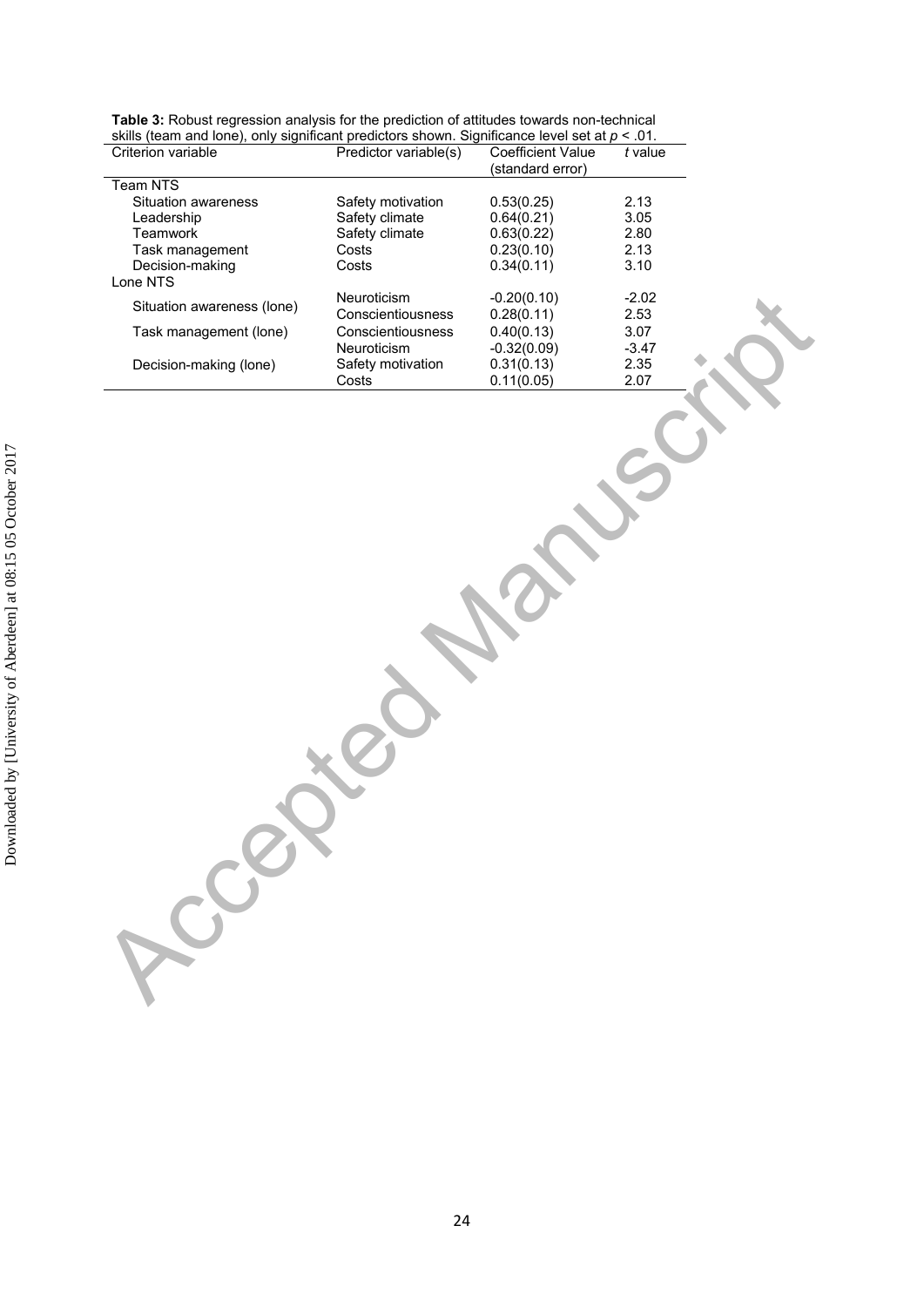**Table 3:** Robust regression analysis for the prediction of attitudes towards non-technical skills (team and lone), only significant predictors shown. Significance level set at $p < .01$.

| Criterion variable | Predictor variable(s) | Coefficient Value (standard error) | *t* value |
|---|---|---|---|
| Team NTS | | | |
| Situation awareness | Safety motivation | 0.53(0.25) | 2.13 |
| Leadership | Safety climate | 0.64(0.21) | 3.05 |
| Teamwork | Safety climate | 0.63(0.22) | 2.80 |
| Task management | Costs | 0.23(0.10) | 2.13 |
| Decision-making | Costs | 0.34(0.11) | 3.10 |
| Lone NTS | | | |
| Situation awareness (lone) | Neuroticism | -0.20(0.10) | -2.02 |
| | Conscientiousness | 0.28(0.11) | 2.53 |
| Task management (lone) | Conscientiousness | 0.40(0.13) | 3.07 |
| | Neuroticism | -0.32(0.09) | -3.47 |
| Decision-making (lone) | Safety motivation | 0.31(0.13) | 2.35 |
| | Costs | 0.11(0.05) | 2.07 |